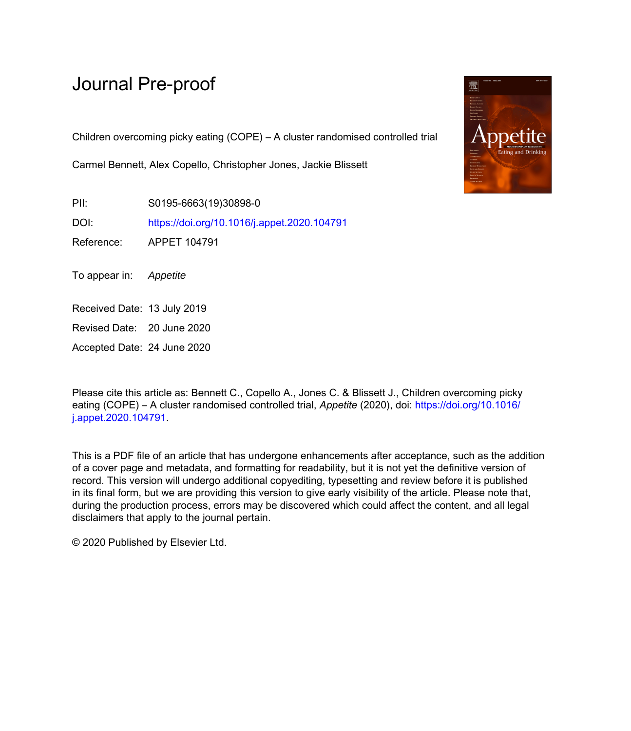# Journal Pre-proof

Children overcoming picky eating (COPE) – A cluster randomised controlled trial

Carmel Bennett, Alex Copello, Christopher Jones, Jackie Blissett

PII: S0195-6663(19)30898-0

DOI: https://doi.org/10.1016/j.appet.2020.104791

Reference: APPET 104791

To appear in: *Appetite*

Received Date: 13 July 2019

Revised Date: 20 June 2020

Accepted Date: 24 June 2020

Please cite this article as: Bennett C., Copello A., Jones C. & Blissett J., Children overcoming picky eating (COPE) – A cluster randomised controlled trial, *Appetite* (2020), doi: https://doi.org/10.1016/j.appet.2020.104791.

This is a PDF file of an article that has undergone enhancements after acceptance, such as the addition of a cover page and metadata, and formatting for readability, but it is not yet the definitive version of record. This version will undergo additional copyediting, typesetting and review before it is published in its final form, but we are providing this version to give early visibility of the article. Please note that, during the production process, errors may be discovered which could affect the content, and all legal disclaimers that apply to the journal pertain.

© 2020 Published by Elsevier Ltd.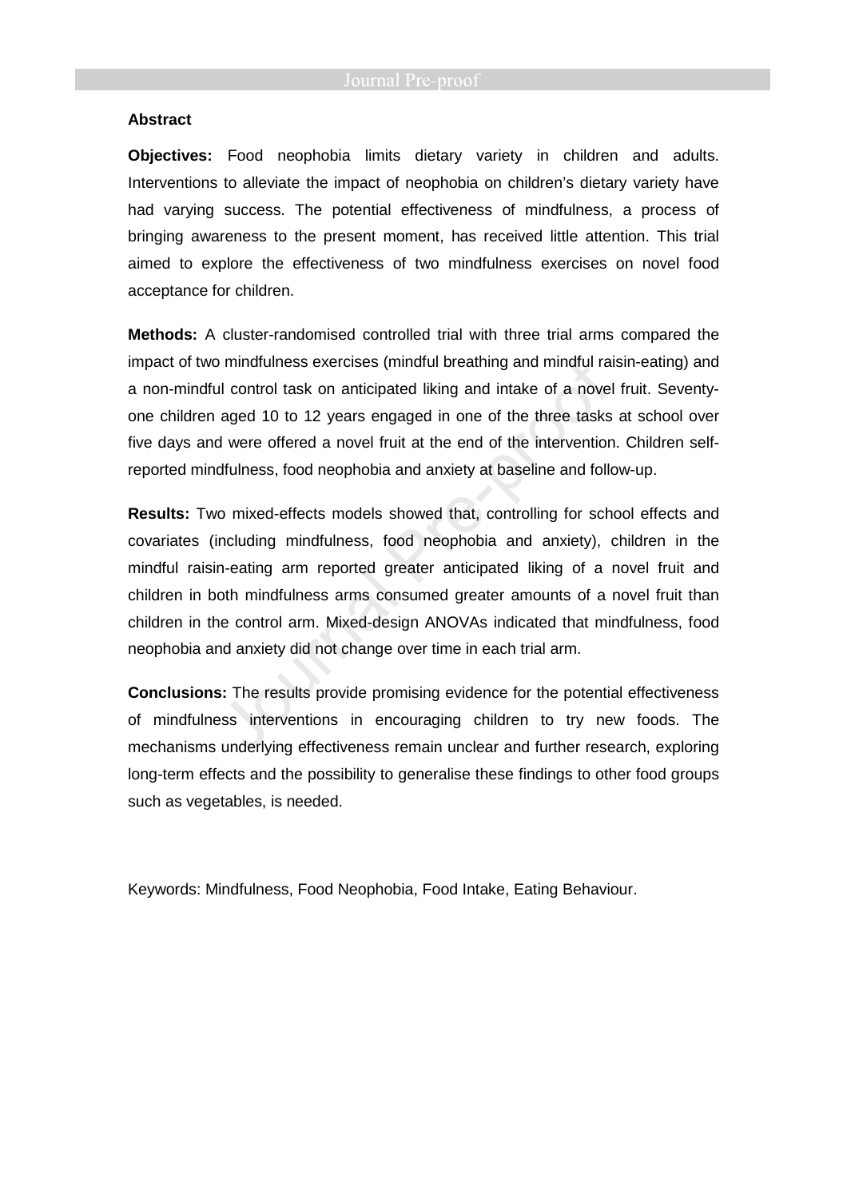## Abstract

**Objectives:** Food neophobia limits dietary variety in children and adults. Interventions to alleviate the impact of neophobia on children's dietary variety have had varying success. The potential effectiveness of mindfulness, a process of bringing awareness to the present moment, has received little attention. This trial aimed to explore the effectiveness of two mindfulness exercises on novel food acceptance for children.

**Methods:** A cluster-randomised controlled trial with three trial arms compared the impact of two mindfulness exercises (mindful breathing and mindful raisin-eating) and a non-mindful control task on anticipated liking and intake of a novel fruit. Seventy-one children aged 10 to 12 years engaged in one of the three tasks at school over five days and were offered a novel fruit at the end of the intervention. Children self-reported mindfulness, food neophobia and anxiety at baseline and follow-up.

**Results:** Two mixed-effects models showed that, controlling for school effects and covariates (including mindfulness, food neophobia and anxiety), children in the mindful raisin-eating arm reported greater anticipated liking of a novel fruit and children in both mindfulness arms consumed greater amounts of a novel fruit than children in the control arm. Mixed-design ANOVAs indicated that mindfulness, food neophobia and anxiety did not change over time in each trial arm.

**Conclusions:** The results provide promising evidence for the potential effectiveness of mindfulness interventions in encouraging children to try new foods. The mechanisms underlying effectiveness remain unclear and further research, exploring long-term effects and the possibility to generalise these findings to other food groups such as vegetables, is needed.

Keywords: Mindfulness, Food Neophobia, Food Intake, Eating Behaviour.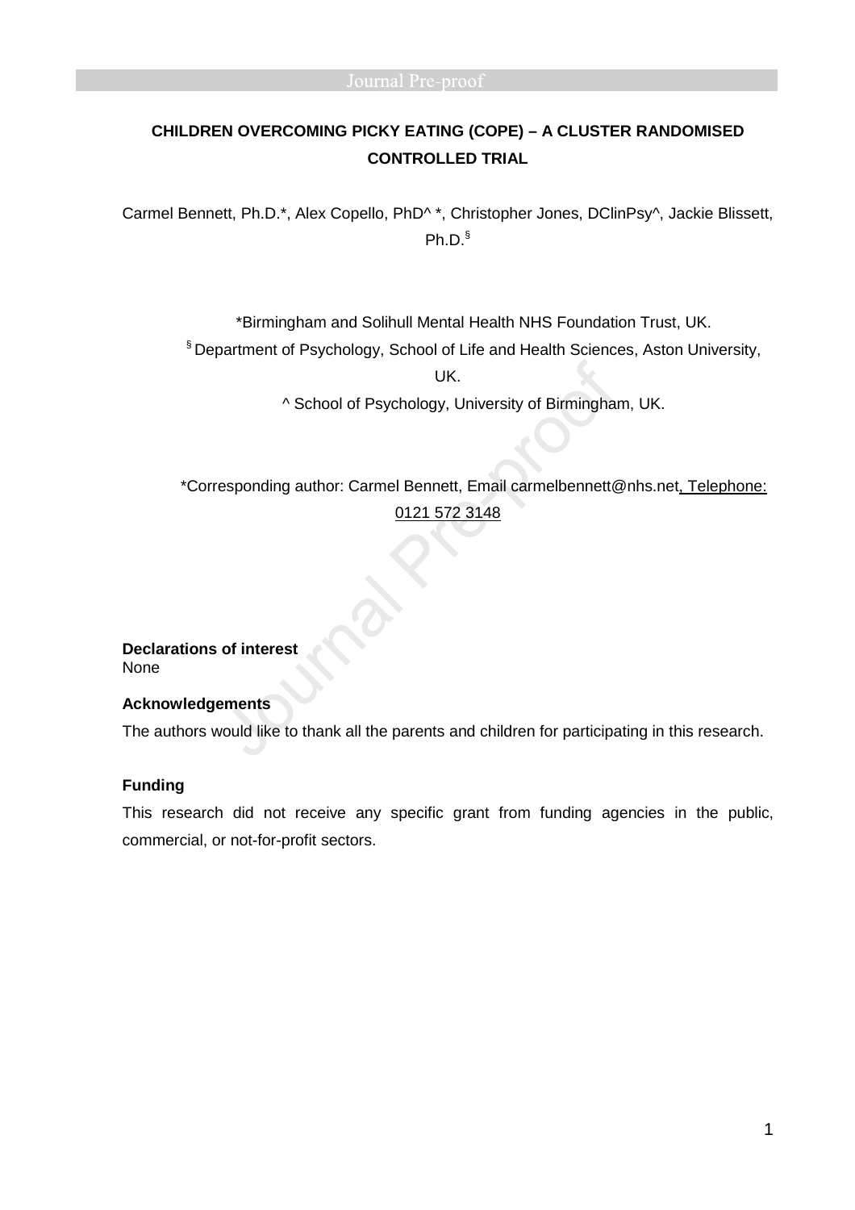**CHILDREN OVERCOMING PICKY EATING (COPE) – A CLUSTER RANDOMISED CONTROLLED TRIAL**

Carmel Bennett, Ph.D.*, Alex Copello, PhD^ *, Christopher Jones, DClinPsy^, Jackie Blissett, Ph.D.§

*Birmingham and Solihull Mental Health NHS Foundation Trust, UK.

§ Department of Psychology, School of Life and Health Sciences, Aston University, UK.

^ School of Psychology, University of Birmingham, UK.

*Corresponding author: Carmel Bennett, Email carmelbennett@nhs.net, Telephone: 0121 572 3148

**Declarations of interest**

None

**Acknowledgements**

The authors would like to thank all the parents and children for participating in this research.

**Funding**

This research did not receive any specific grant from funding agencies in the public, commercial, or not-for-profit sectors.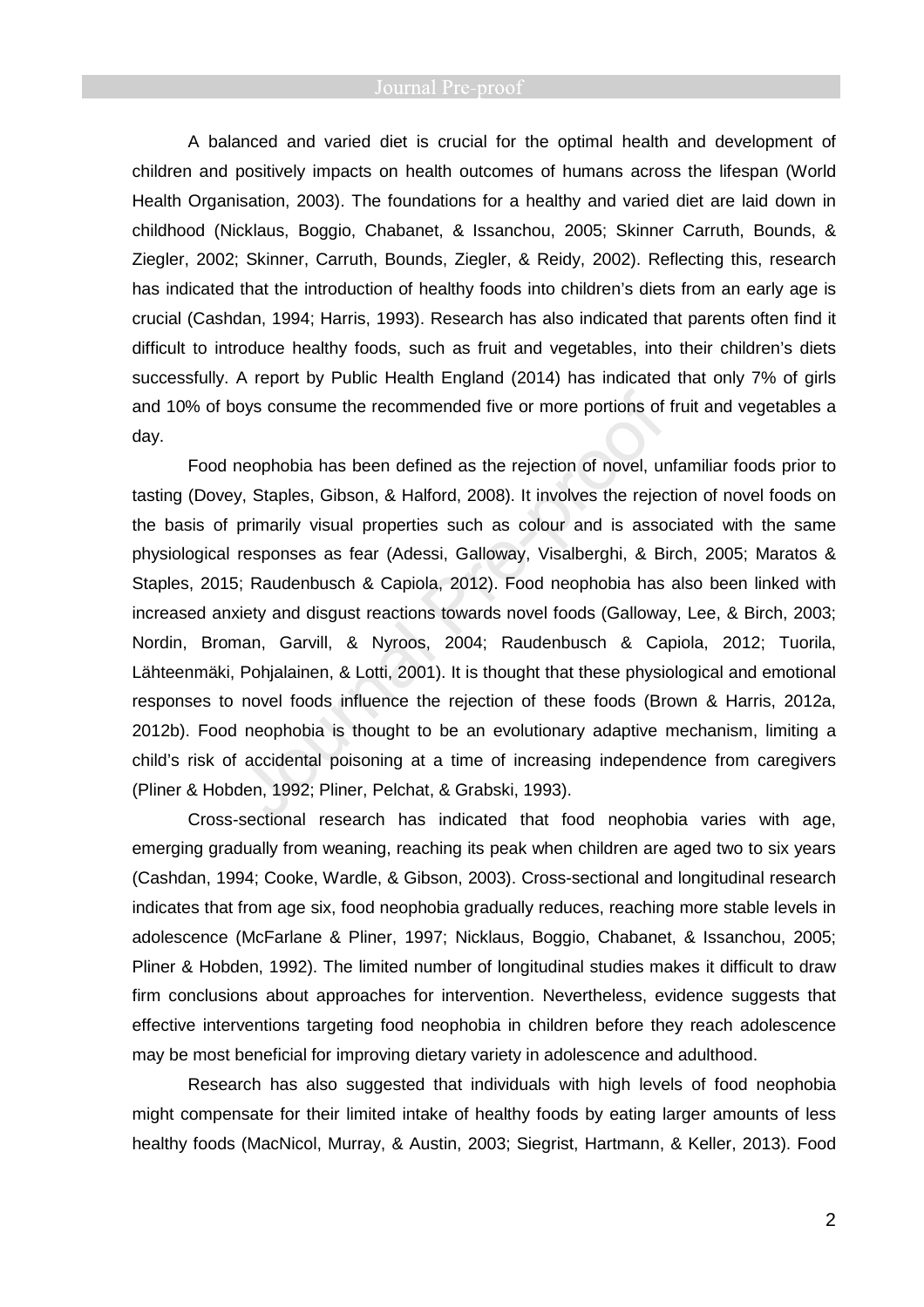A balanced and varied diet is crucial for the optimal health and development of children and positively impacts on health outcomes of humans across the lifespan (World Health Organisation, 2003). The foundations for a healthy and varied diet are laid down in childhood (Nicklaus, Boggio, Chabanet, & Issanchou, 2005; Skinner Carruth, Bounds, & Ziegler, 2002; Skinner, Carruth, Bounds, Ziegler, & Reidy, 2002). Reflecting this, research has indicated that the introduction of healthy foods into children's diets from an early age is crucial (Cashdan, 1994; Harris, 1993). Research has also indicated that parents often find it difficult to introduce healthy foods, such as fruit and vegetables, into their children's diets successfully. A report by Public Health England (2014) has indicated that only 7% of girls and 10% of boys consume the recommended five or more portions of fruit and vegetables a day.

Food neophobia has been defined as the rejection of novel, unfamiliar foods prior to tasting (Dovey, Staples, Gibson, & Halford, 2008). It involves the rejection of novel foods on the basis of primarily visual properties such as colour and is associated with the same physiological responses as fear (Adessi, Galloway, Visalberghi, & Birch, 2005; Maratos & Staples, 2015; Raudenbusch & Capiola, 2012). Food neophobia has also been linked with increased anxiety and disgust reactions towards novel foods (Galloway, Lee, & Birch, 2003; Nordin, Broman, Garvill, & Nyroos, 2004; Raudenbusch & Capiola, 2012; Tuorila, Lähteenmäki, Pohjalainen, & Lotti, 2001). It is thought that these physiological and emotional responses to novel foods influence the rejection of these foods (Brown & Harris, 2012a, 2012b). Food neophobia is thought to be an evolutionary adaptive mechanism, limiting a child's risk of accidental poisoning at a time of increasing independence from caregivers (Pliner & Hobden, 1992; Pliner, Pelchat, & Grabski, 1993).

Cross-sectional research has indicated that food neophobia varies with age, emerging gradually from weaning, reaching its peak when children are aged two to six years (Cashdan, 1994; Cooke, Wardle, & Gibson, 2003). Cross-sectional and longitudinal research indicates that from age six, food neophobia gradually reduces, reaching more stable levels in adolescence (McFarlane & Pliner, 1997; Nicklaus, Boggio, Chabanet, & Issanchou, 2005; Pliner & Hobden, 1992). The limited number of longitudinal studies makes it difficult to draw firm conclusions about approaches for intervention. Nevertheless, evidence suggests that effective interventions targeting food neophobia in children before they reach adolescence may be most beneficial for improving dietary variety in adolescence and adulthood.

Research has also suggested that individuals with high levels of food neophobia might compensate for their limited intake of healthy foods by eating larger amounts of less healthy foods (MacNicol, Murray, & Austin, 2003; Siegrist, Hartmann, & Keller, 2013). Food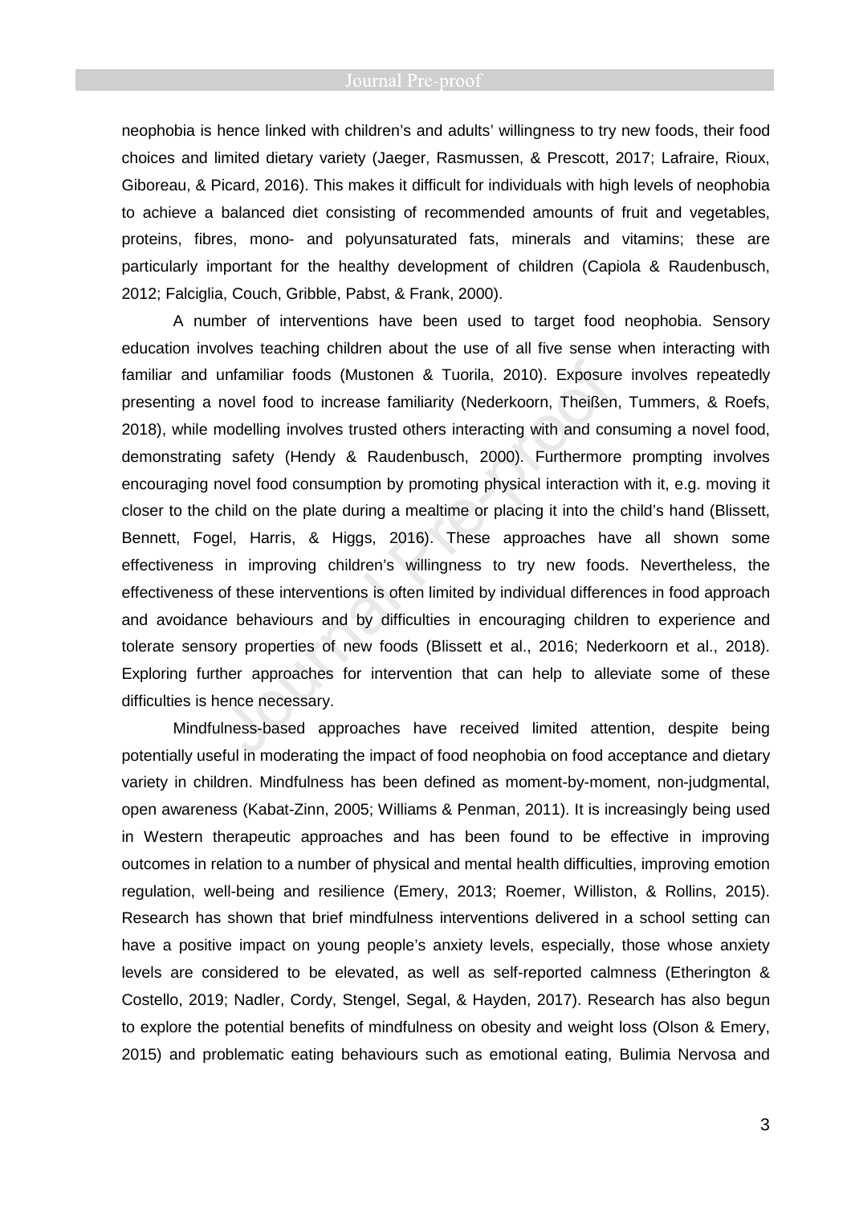neophobia is hence linked with children's and adults' willingness to try new foods, their food choices and limited dietary variety (Jaeger, Rasmussen, & Prescott, 2017; Lafraire, Rioux, Giboreau, & Picard, 2016). This makes it difficult for individuals with high levels of neophobia to achieve a balanced diet consisting of recommended amounts of fruit and vegetables, proteins, fibres, mono- and polyunsaturated fats, minerals and vitamins; these are particularly important for the healthy development of children (Capiola & Raudenbusch, 2012; Falciglia, Couch, Gribble, Pabst, & Frank, 2000).

A number of interventions have been used to target food neophobia. Sensory education involves teaching children about the use of all five sense when interacting with familiar and unfamiliar foods (Mustonen & Tuorila, 2010). Exposure involves repeatedly presenting a novel food to increase familiarity (Nederkoorn, Theißen, Tummers, & Roefs, 2018), while modelling involves trusted others interacting with and consuming a novel food, demonstrating safety (Hendy & Raudenbusch, 2000). Furthermore prompting involves encouraging novel food consumption by promoting physical interaction with it, e.g. moving it closer to the child on the plate during a mealtime or placing it into the child's hand (Blissett, Bennett, Fogel, Harris, & Higgs, 2016). These approaches have all shown some effectiveness in improving children's willingness to try new foods. Nevertheless, the effectiveness of these interventions is often limited by individual differences in food approach and avoidance behaviours and by difficulties in encouraging children to experience and tolerate sensory properties of new foods (Blissett et al., 2016; Nederkoorn et al., 2018). Exploring further approaches for intervention that can help to alleviate some of these difficulties is hence necessary.

Mindfulness-based approaches have received limited attention, despite being potentially useful in moderating the impact of food neophobia on food acceptance and dietary variety in children. Mindfulness has been defined as moment-by-moment, non-judgmental, open awareness (Kabat-Zinn, 2005; Williams & Penman, 2011). It is increasingly being used in Western therapeutic approaches and has been found to be effective in improving outcomes in relation to a number of physical and mental health difficulties, improving emotion regulation, well-being and resilience (Emery, 2013; Roemer, Williston, & Rollins, 2015). Research has shown that brief mindfulness interventions delivered in a school setting can have a positive impact on young people's anxiety levels, especially, those whose anxiety levels are considered to be elevated, as well as self-reported calmness (Etherington & Costello, 2019; Nadler, Cordy, Stengel, Segal, & Hayden, 2017). Research has also begun to explore the potential benefits of mindfulness on obesity and weight loss (Olson & Emery, 2015) and problematic eating behaviours such as emotional eating, Bulimia Nervosa and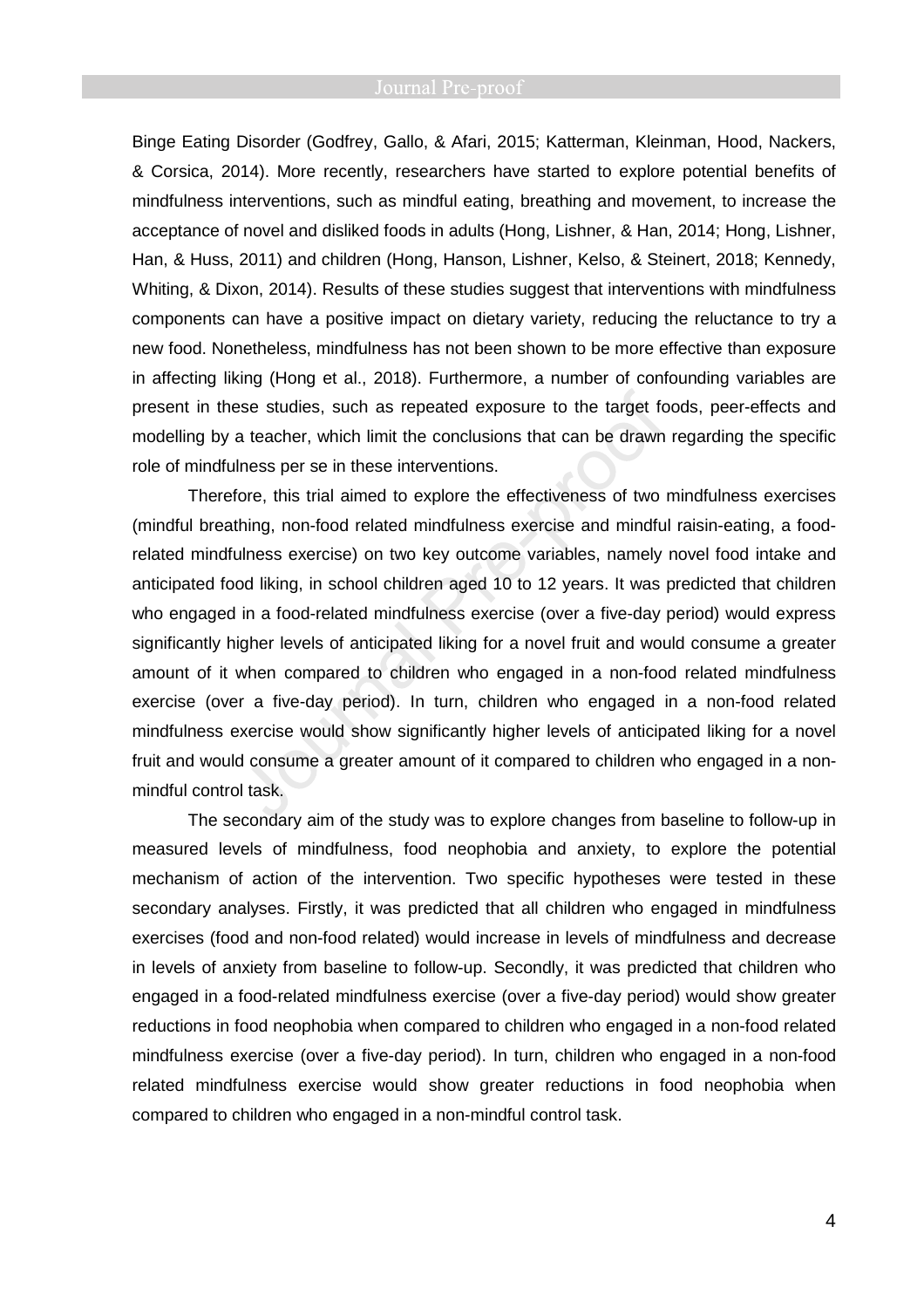Binge Eating Disorder (Godfrey, Gallo, & Afari, 2015; Katterman, Kleinman, Hood, Nackers, & Corsica, 2014). More recently, researchers have started to explore potential benefits of mindfulness interventions, such as mindful eating, breathing and movement, to increase the acceptance of novel and disliked foods in adults (Hong, Lishner, & Han, 2014; Hong, Lishner, Han, & Huss, 2011) and children (Hong, Hanson, Lishner, Kelso, & Steinert, 2018; Kennedy, Whiting, & Dixon, 2014). Results of these studies suggest that interventions with mindfulness components can have a positive impact on dietary variety, reducing the reluctance to try a new food. Nonetheless, mindfulness has not been shown to be more effective than exposure in affecting liking (Hong et al., 2018). Furthermore, a number of confounding variables are present in these studies, such as repeated exposure to the target foods, peer-effects and modelling by a teacher, which limit the conclusions that can be drawn regarding the specific role of mindfulness per se in these interventions.

Therefore, this trial aimed to explore the effectiveness of two mindfulness exercises (mindful breathing, non-food related mindfulness exercise and mindful raisin-eating, a food-related mindfulness exercise) on two key outcome variables, namely novel food intake and anticipated food liking, in school children aged 10 to 12 years. It was predicted that children who engaged in a food-related mindfulness exercise (over a five-day period) would express significantly higher levels of anticipated liking for a novel fruit and would consume a greater amount of it when compared to children who engaged in a non-food related mindfulness exercise (over a five-day period). In turn, children who engaged in a non-food related mindfulness exercise would show significantly higher levels of anticipated liking for a novel fruit and would consume a greater amount of it compared to children who engaged in a non-mindful control task.

The secondary aim of the study was to explore changes from baseline to follow-up in measured levels of mindfulness, food neophobia and anxiety, to explore the potential mechanism of action of the intervention. Two specific hypotheses were tested in these secondary analyses. Firstly, it was predicted that all children who engaged in mindfulness exercises (food and non-food related) would increase in levels of mindfulness and decrease in levels of anxiety from baseline to follow-up. Secondly, it was predicted that children who engaged in a food-related mindfulness exercise (over a five-day period) would show greater reductions in food neophobia when compared to children who engaged in a non-food related mindfulness exercise (over a five-day period). In turn, children who engaged in a non-food related mindfulness exercise would show greater reductions in food neophobia when compared to children who engaged in a non-mindful control task.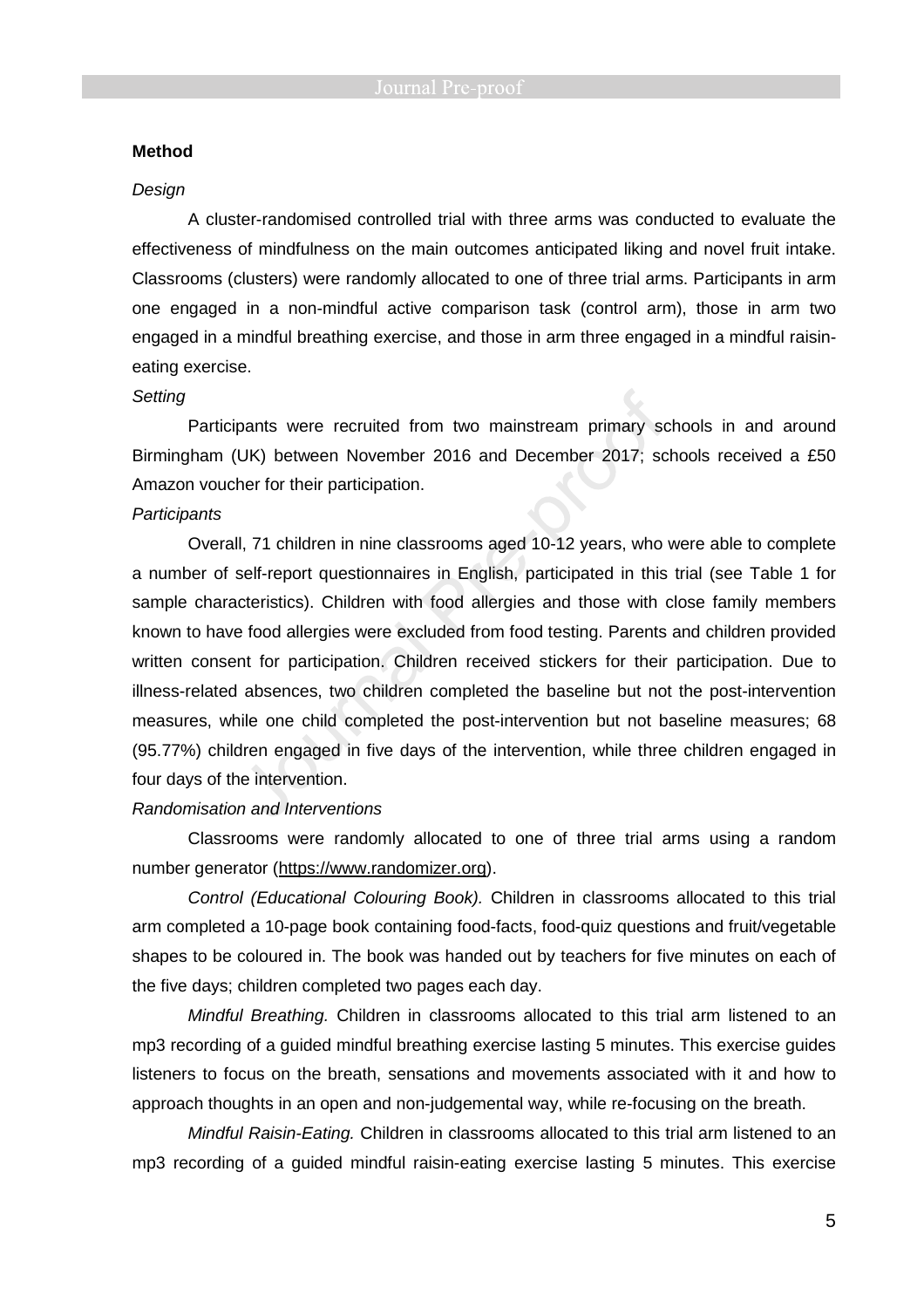**Method**

*Design*

A cluster-randomised controlled trial with three arms was conducted to evaluate the effectiveness of mindfulness on the main outcomes anticipated liking and novel fruit intake. Classrooms (clusters) were randomly allocated to one of three trial arms. Participants in arm one engaged in a non-mindful active comparison task (control arm), those in arm two engaged in a mindful breathing exercise, and those in arm three engaged in a mindful raisin-eating exercise.

*Setting*

Participants were recruited from two mainstream primary schools in and around Birmingham (UK) between November 2016 and December 2017; schools received a £50 Amazon voucher for their participation.

*Participants*

Overall, 71 children in nine classrooms aged 10-12 years, who were able to complete a number of self-report questionnaires in English, participated in this trial (see Table 1 for sample characteristics). Children with food allergies and those with close family members known to have food allergies were excluded from food testing. Parents and children provided written consent for participation. Children received stickers for their participation. Due to illness-related absences, two children completed the baseline but not the post-intervention measures, while one child completed the post-intervention but not baseline measures; 68 (95.77%) children engaged in five days of the intervention, while three children engaged in four days of the intervention.

*Randomisation and Interventions*

Classrooms were randomly allocated to one of three trial arms using a random number generator (https://www.randomizer.org).

*Control (Educational Colouring Book).* Children in classrooms allocated to this trial arm completed a 10-page book containing food-facts, food-quiz questions and fruit/vegetable shapes to be coloured in. The book was handed out by teachers for five minutes on each of the five days; children completed two pages each day.

*Mindful Breathing.* Children in classrooms allocated to this trial arm listened to an mp3 recording of a guided mindful breathing exercise lasting 5 minutes. This exercise guides listeners to focus on the breath, sensations and movements associated with it and how to approach thoughts in an open and non-judgemental way, while re-focusing on the breath.

*Mindful Raisin-Eating.* Children in classrooms allocated to this trial arm listened to an mp3 recording of a guided mindful raisin-eating exercise lasting 5 minutes. This exercise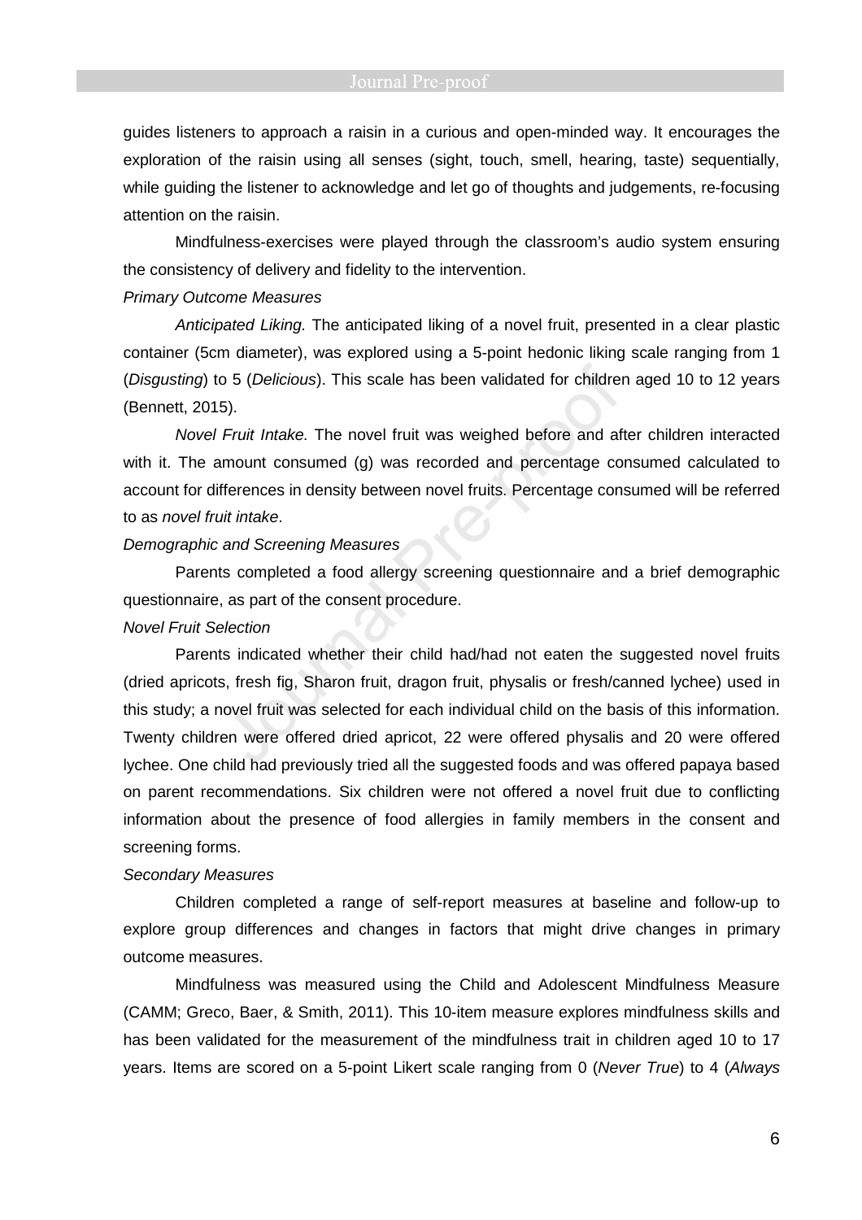guides listeners to approach a raisin in a curious and open-minded way. It encourages the exploration of the raisin using all senses (sight, touch, smell, hearing, taste) sequentially, while guiding the listener to acknowledge and let go of thoughts and judgements, re-focusing attention on the raisin.

Mindfulness-exercises were played through the classroom's audio system ensuring the consistency of delivery and fidelity to the intervention.

*Primary Outcome Measures*

*Anticipated Liking.* The anticipated liking of a novel fruit, presented in a clear plastic container (5cm diameter), was explored using a 5-point hedonic liking scale ranging from 1 (*Disgusting*) to 5 (*Delicious*). This scale has been validated for children aged 10 to 12 years (Bennett, 2015).

*Novel Fruit Intake.* The novel fruit was weighed before and after children interacted with it. The amount consumed (g) was recorded and percentage consumed calculated to account for differences in density between novel fruits. Percentage consumed will be referred to as *novel fruit intake*.

*Demographic and Screening Measures*

Parents completed a food allergy screening questionnaire and a brief demographic questionnaire, as part of the consent procedure.

*Novel Fruit Selection*

Parents indicated whether their child had/had not eaten the suggested novel fruits (dried apricots, fresh fig, Sharon fruit, dragon fruit, physalis or fresh/canned lychee) used in this study; a novel fruit was selected for each individual child on the basis of this information. Twenty children were offered dried apricot, 22 were offered physalis and 20 were offered lychee. One child had previously tried all the suggested foods and was offered papaya based on parent recommendations. Six children were not offered a novel fruit due to conflicting information about the presence of food allergies in family members in the consent and screening forms.

*Secondary Measures*

Children completed a range of self-report measures at baseline and follow-up to explore group differences and changes in factors that might drive changes in primary outcome measures.

Mindfulness was measured using the Child and Adolescent Mindfulness Measure (CAMM; Greco, Baer, & Smith, 2011). This 10-item measure explores mindfulness skills and has been validated for the measurement of the mindfulness trait in children aged 10 to 17 years. Items are scored on a 5-point Likert scale ranging from 0 (*Never True*) to 4 (*Always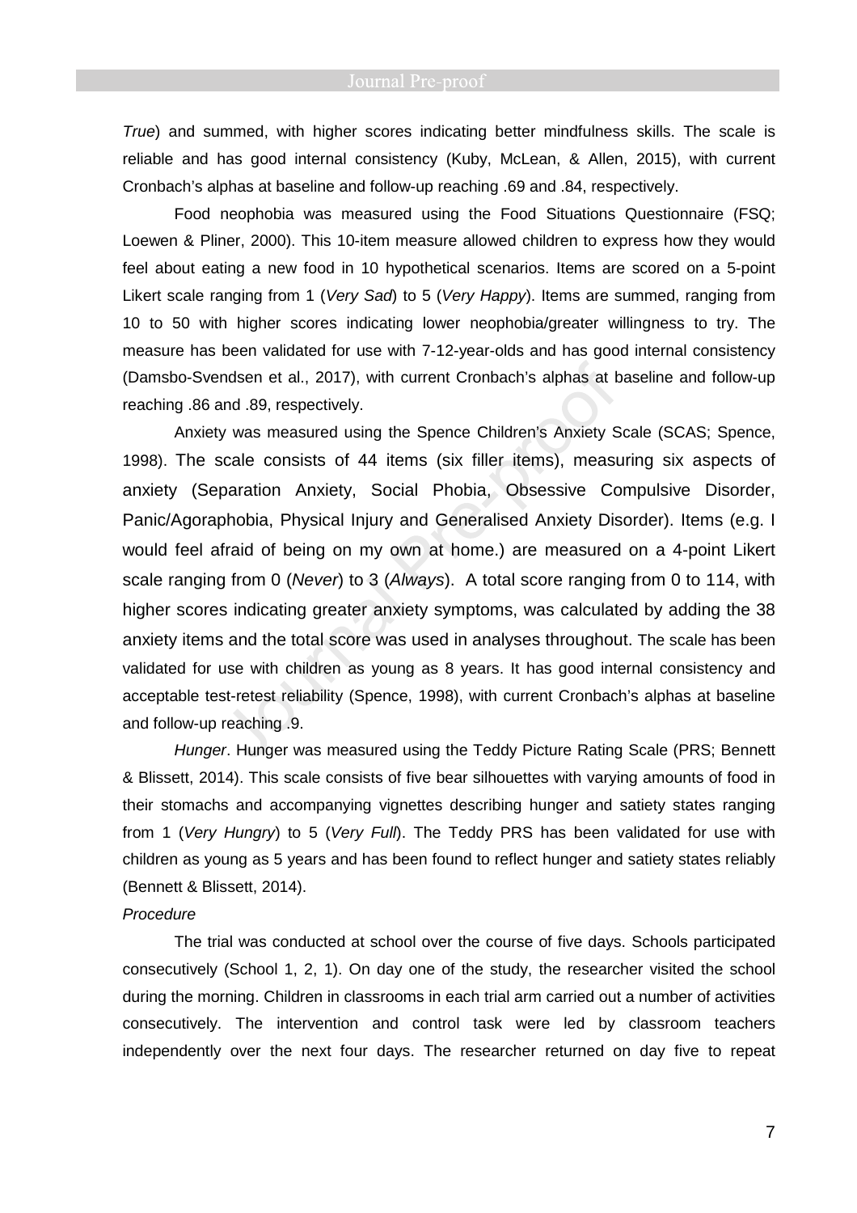*True*) and summed, with higher scores indicating better mindfulness skills. The scale is reliable and has good internal consistency (Kuby, McLean, & Allen, 2015), with current Cronbach's alphas at baseline and follow-up reaching .69 and .84, respectively.

Food neophobia was measured using the Food Situations Questionnaire (FSQ; Loewen & Pliner, 2000). This 10-item measure allowed children to express how they would feel about eating a new food in 10 hypothetical scenarios. Items are scored on a 5-point Likert scale ranging from 1 (*Very Sad*) to 5 (*Very Happy*). Items are summed, ranging from 10 to 50 with higher scores indicating lower neophobia/greater willingness to try. The measure has been validated for use with 7-12-year-olds and has good internal consistency (Damsbo-Svendsen et al., 2017), with current Cronbach's alphas at baseline and follow-up reaching .86 and .89, respectively.

Anxiety was measured using the Spence Children's Anxiety Scale (SCAS; Spence, 1998). The scale consists of 44 items (six filler items), measuring six aspects of anxiety (Separation Anxiety, Social Phobia, Obsessive Compulsive Disorder, Panic/Agoraphobia, Physical Injury and Generalised Anxiety Disorder). Items (e.g. I would feel afraid of being on my own at home.) are measured on a 4-point Likert scale ranging from 0 (*Never*) to 3 (*Always*). A total score ranging from 0 to 114, with higher scores indicating greater anxiety symptoms, was calculated by adding the 38 anxiety items and the total score was used in analyses throughout. The scale has been validated for use with children as young as 8 years. It has good internal consistency and acceptable test-retest reliability (Spence, 1998), with current Cronbach's alphas at baseline and follow-up reaching .9.

*Hunger*. Hunger was measured using the Teddy Picture Rating Scale (PRS; Bennett & Blissett, 2014). This scale consists of five bear silhouettes with varying amounts of food in their stomachs and accompanying vignettes describing hunger and satiety states ranging from 1 (*Very Hungry*) to 5 (*Very Full*). The Teddy PRS has been validated for use with children as young as 5 years and has been found to reflect hunger and satiety states reliably (Bennett & Blissett, 2014).

*Procedure*

The trial was conducted at school over the course of five days. Schools participated consecutively (School 1, 2, 1). On day one of the study, the researcher visited the school during the morning. Children in classrooms in each trial arm carried out a number of activities consecutively. The intervention and control task were led by classroom teachers independently over the next four days. The researcher returned on day five to repeat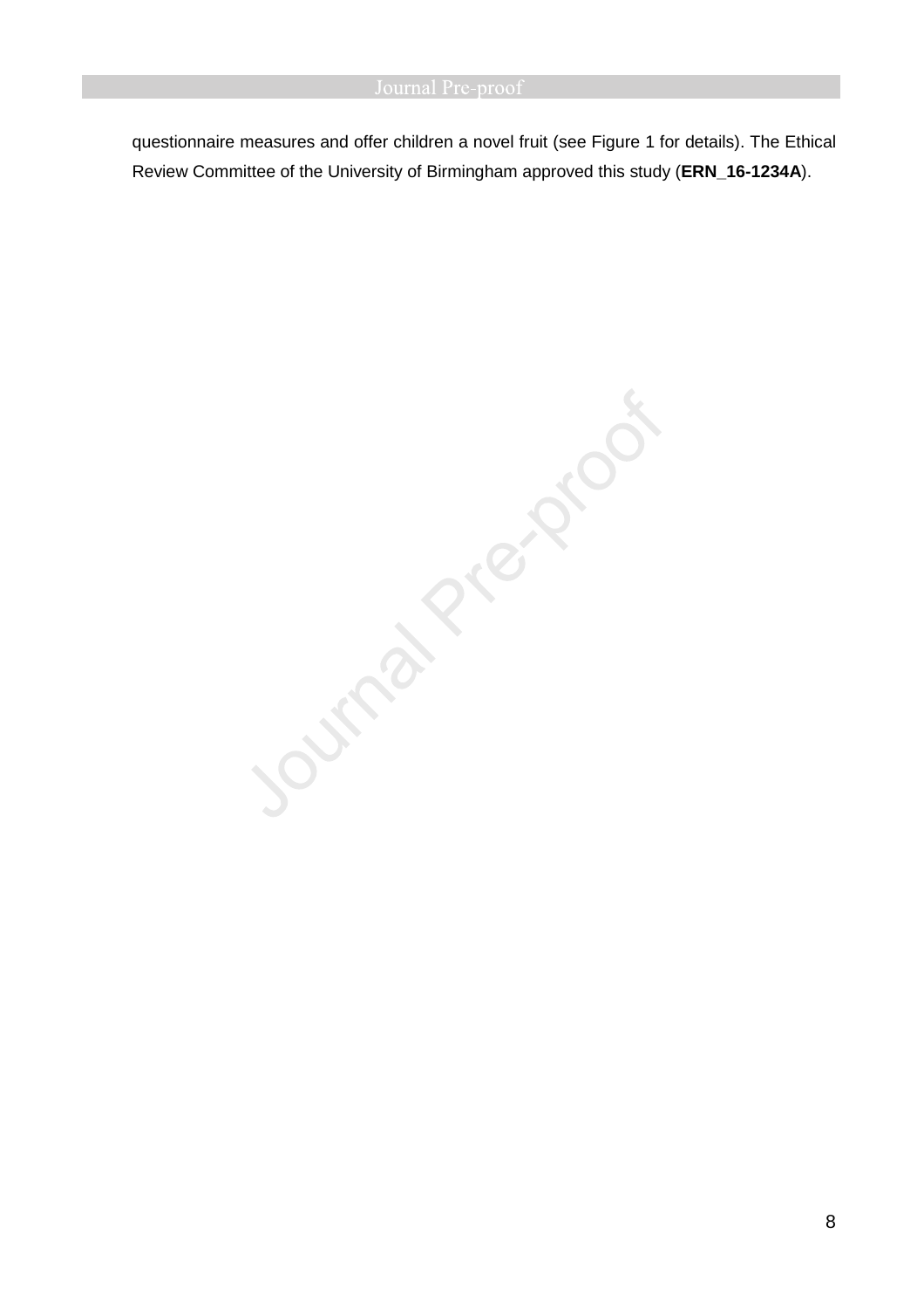questionnaire measures and offer children a novel fruit (see Figure 1 for details). The Ethical Review Committee of the University of Birmingham approved this study (**ERN_16-1234A**).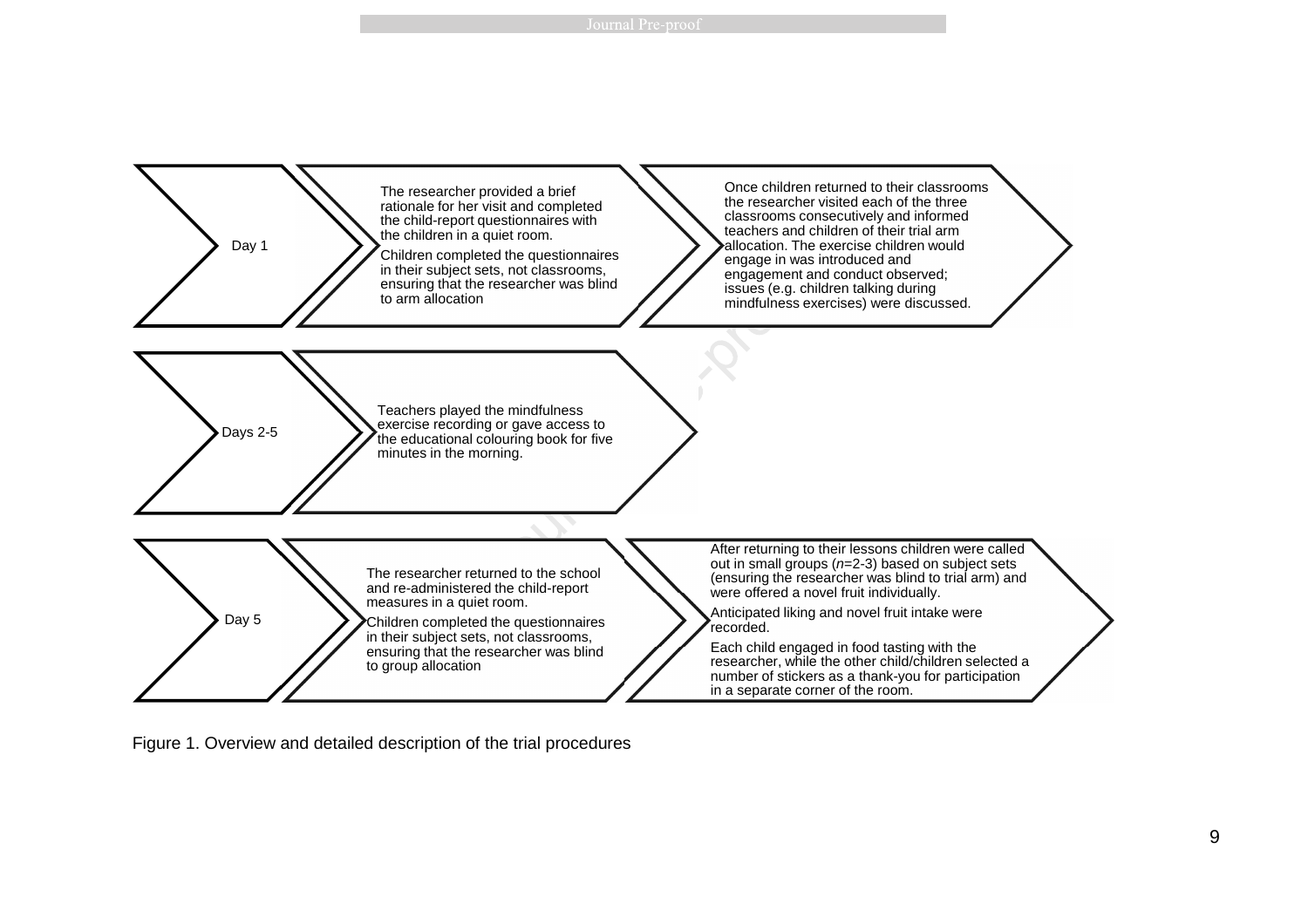Day 1

The researcher provided a brief rationale for her visit and completed the child-report questionnaires with the children in a quiet room.

Children completed the questionnaires in their subject sets, not classrooms, ensuring that the researcher was blind to arm allocation

Once children returned to their classrooms the researcher visited each of the three classrooms consecutively and informed teachers and children of their trial arm allocation. The exercise children would engage in was introduced and engagement and conduct observed; issues (e.g. children talking during mindfulness exercises) were discussed.

Days 2-5

Teachers played the mindfulness exercise recording or gave access to the educational colouring book for five minutes in the morning.

Day 5

The researcher returned to the school and re-administered the child-report measures in a quiet room.

Children completed the questionnaires in their subject sets, not classrooms, ensuring that the researcher was blind to group allocation

After returning to their lessons children were called out in small groups (*n*=2-3) based on subject sets (ensuring the researcher was blind to trial arm) and were offered a novel fruit individually.

Anticipated liking and novel fruit intake were recorded.

Each child engaged in food tasting with the researcher, while the other child/children selected a number of stickers as a thank-you for participation in a separate corner of the room.

Figure 1. Overview and detailed description of the trial procedures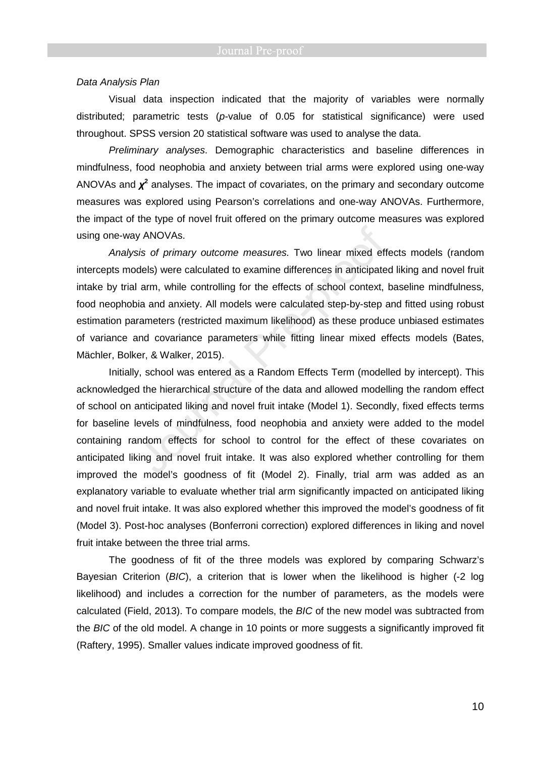*Data Analysis Plan*

Visual data inspection indicated that the majority of variables were normally distributed; parametric tests (*p*-value of 0.05 for statistical significance) were used throughout. SPSS version 20 statistical software was used to analyse the data.

*Preliminary analyses*. Demographic characteristics and baseline differences in mindfulness, food neophobia and anxiety between trial arms were explored using one-way ANOVAs and $\chi^2$ analyses. The impact of covariates, on the primary and secondary outcome measures was explored using Pearson's correlations and one-way ANOVAs. Furthermore, the impact of the type of novel fruit offered on the primary outcome measures was explored using one-way ANOVAs.

*Analysis of primary outcome measures.* Two linear mixed effects models (random intercepts models) were calculated to examine differences in anticipated liking and novel fruit intake by trial arm, while controlling for the effects of school context, baseline mindfulness, food neophobia and anxiety. All models were calculated step-by-step and fitted using robust estimation parameters (restricted maximum likelihood) as these produce unbiased estimates of variance and covariance parameters while fitting linear mixed effects models (Bates, Mächler, Bolker, & Walker, 2015).

Initially, school was entered as a Random Effects Term (modelled by intercept). This acknowledged the hierarchical structure of the data and allowed modelling the random effect of school on anticipated liking and novel fruit intake (Model 1). Secondly, fixed effects terms for baseline levels of mindfulness, food neophobia and anxiety were added to the model containing random effects for school to control for the effect of these covariates on anticipated liking and novel fruit intake. It was also explored whether controlling for them improved the model's goodness of fit (Model 2). Finally, trial arm was added as an explanatory variable to evaluate whether trial arm significantly impacted on anticipated liking and novel fruit intake. It was also explored whether this improved the model's goodness of fit (Model 3). Post-hoc analyses (Bonferroni correction) explored differences in liking and novel fruit intake between the three trial arms.

The goodness of fit of the three models was explored by comparing Schwarz's Bayesian Criterion (*BIC*), a criterion that is lower when the likelihood is higher (-2 log likelihood) and includes a correction for the number of parameters, as the models were calculated (Field, 2013). To compare models, the *BIC* of the new model was subtracted from the *BIC* of the old model. A change in 10 points or more suggests a significantly improved fit (Raftery, 1995). Smaller values indicate improved goodness of fit.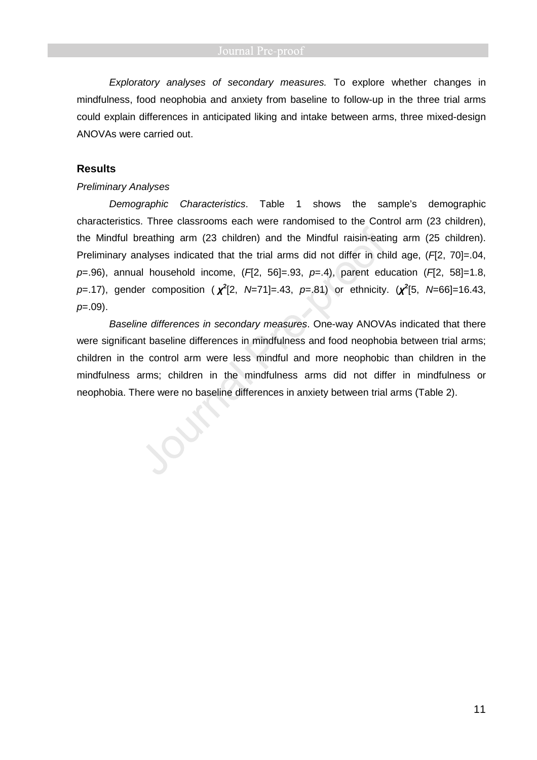*Exploratory analyses of secondary measures.* To explore whether changes in mindfulness, food neophobia and anxiety from baseline to follow-up in the three trial arms could explain differences in anticipated liking and intake between arms, three mixed-design ANOVAs were carried out.

## Results

*Preliminary Analyses*

*Demographic Characteristics*. Table 1 shows the sample's demographic characteristics. Three classrooms each were randomised to the Control arm (23 children), the Mindful breathing arm (23 children) and the Mindful raisin-eating arm (25 children). Preliminary analyses indicated that the trial arms did not differ in child age, ($F$[2, 70]=.04, $p$=.96), annual household income, ($F$[2, 56]=.93, $p$=.4), parent education ($F$[2, 58]=1.8, $p$=.17), gender composition ($\chi^2$[2, $N$=71]=.43, $p$=.81) or ethnicity. ($\chi^2$[5, $N$=66]=16.43, $p$=.09).

*Baseline differences in secondary measures*. One-way ANOVAs indicated that there were significant baseline differences in mindfulness and food neophobia between trial arms; children in the control arm were less mindful and more neophobic than children in the mindfulness arms; children in the mindfulness arms did not differ in mindfulness or neophobia. There were no baseline differences in anxiety between trial arms (Table 2).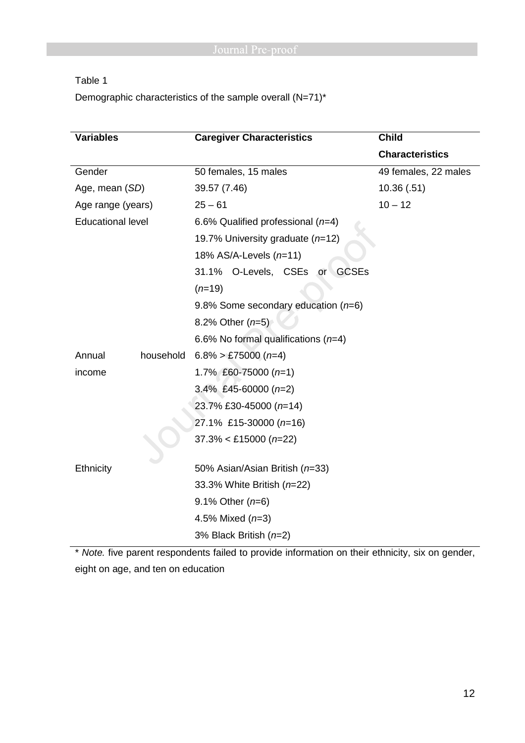Table 1

Demographic characteristics of the sample overall (N=71)*

| Variables | Caregiver Characteristics | Child Characteristics |
|---|---|---|
| Gender | 50 females, 15 males | 49 females, 22 males |
| Age, mean (*SD*) | 39.57 (7.46) | 10.36 (.51) |
| Age range (years) | 25 – 61 | 10 – 12 |
| Educational level | 6.6% Qualified professional (*n*=4) | |
| | 19.7% University graduate (*n*=12) | |
| | 18% AS/A-Levels (*n*=11) | |
| | 31.1% O-Levels, CSEs or GCSEs (*n*=19) | |
| | 9.8% Some secondary education (*n*=6) | |
| | 8.2% Other (*n*=5) | |
| | 6.6% No formal qualifications (*n*=4) | |
| Annual household income | 6.8% > £75000 (*n*=4) | |
| | 1.7% £60-75000 (*n*=1) | |
| | 3.4% £45-60000 (*n*=2) | |
| | 23.7% £30-45000 (*n*=14) | |
| | 27.1% £15-30000 (*n*=16) | |
| | 37.3% < £15000 (*n*=22) | |
| Ethnicity | 50% Asian/Asian British (*n*=33) | |
| | 33.3% White British (*n*=22) | |
| | 9.1% Other (*n*=6) | |
| | 4.5% Mixed (*n*=3) | |
| | 3% Black British (*n*=2) | |

* *Note.* five parent respondents failed to provide information on their ethnicity, six on gender, eight on age, and ten on education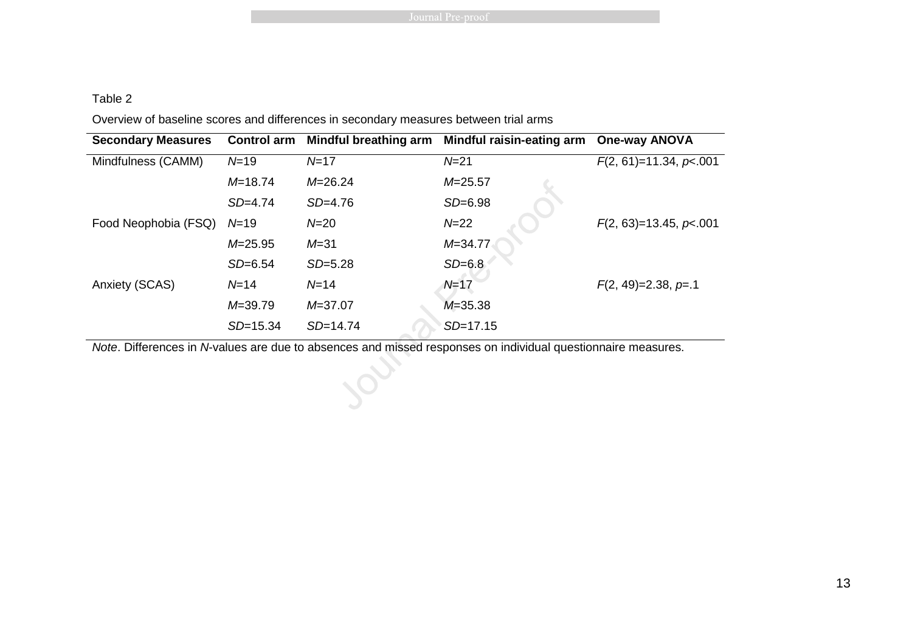Table 2

Overview of baseline scores and differences in secondary measures between trial arms

| Secondary Measures | Control arm | Mindful breathing arm | Mindful raisin-eating arm | One-way ANOVA |
|---|---|---|---|---|
| Mindfulness (CAMM) | $N$=19 | $N$=17 | $N$=21 | $F(2, 61)=11.34$, $p<.001$ |
| | $M$=18.74 | $M$=26.24 | $M$=25.57 | |
| | $SD$=4.74 | $SD$=4.76 | $SD$=6.98 | |
| Food Neophobia (FSQ) | $N$=19 | $N$=20 | $N$=22 | $F(2, 63)=13.45$, $p<.001$ |
| | $M$=25.95 | $M$=31 | $M$=34.77 | |
| | $SD$=6.54 | $SD$=5.28 | $SD$=6.8 | |
| Anxiety (SCAS) | $N$=14 | $N$=14 | $N$=17 | $F(2, 49)=2.38$, $p=.1$ |
| | $M$=39.79 | $M$=37.07 | $M$=35.38 | |
| | $SD$=15.34 | $SD$=14.74 | $SD$=17.15 | |

*Note*. Differences in *N*-values are due to absences and missed responses on individual questionnaire measures.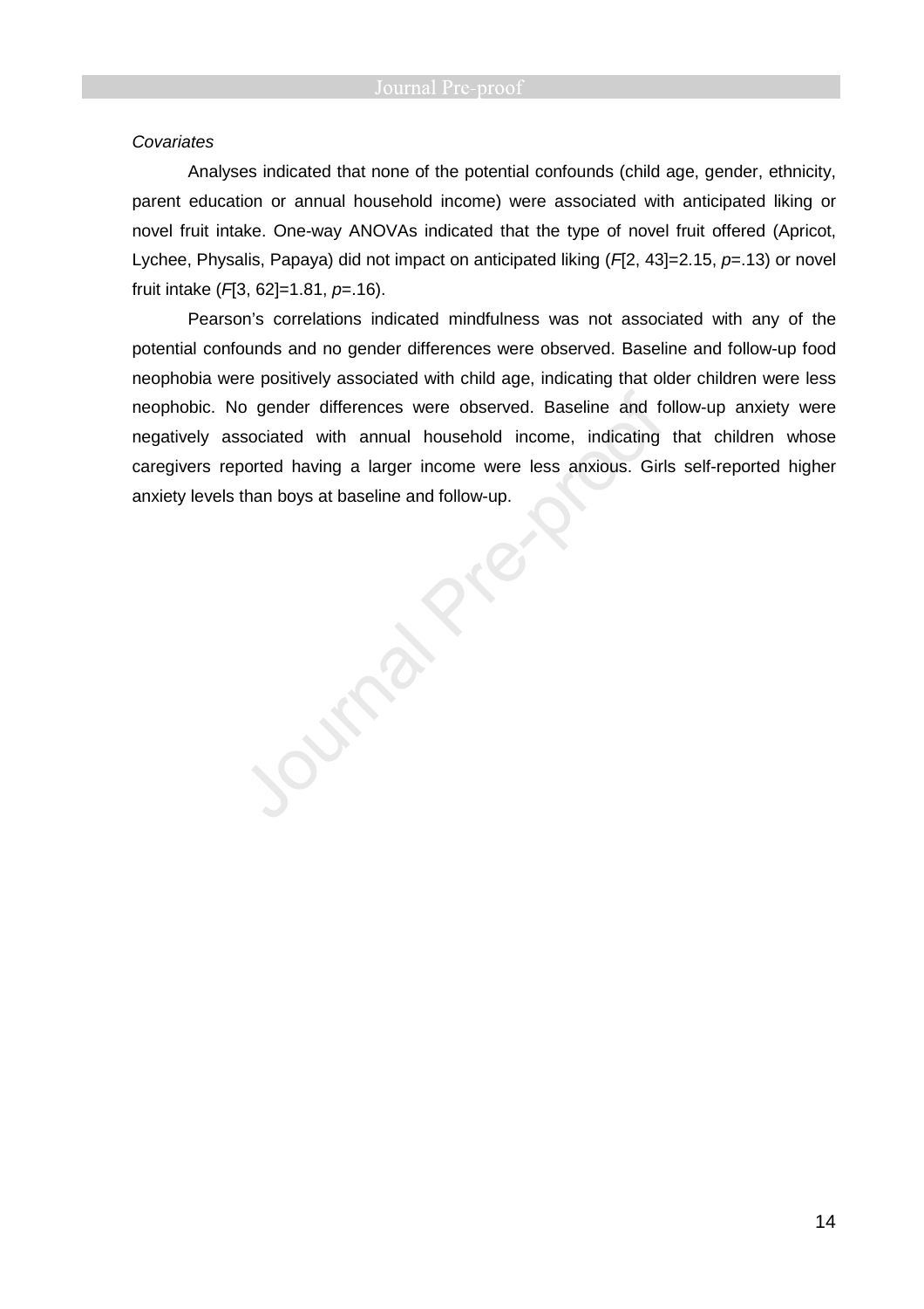*Covariates*

Analyses indicated that none of the potential confounds (child age, gender, ethnicity, parent education or annual household income) were associated with anticipated liking or novel fruit intake. One-way ANOVAs indicated that the type of novel fruit offered (Apricot, Lychee, Physalis, Papaya) did not impact on anticipated liking ($F$[2, 43]=2.15, $p$=.13) or novel fruit intake ($F$[3, 62]=1.81, $p$=.16).

Pearson's correlations indicated mindfulness was not associated with any of the potential confounds and no gender differences were observed. Baseline and follow-up food neophobia were positively associated with child age, indicating that older children were less neophobic. No gender differences were observed. Baseline and follow-up anxiety were negatively associated with annual household income, indicating that children whose caregivers reported having a larger income were less anxious. Girls self-reported higher anxiety levels than boys at baseline and follow-up.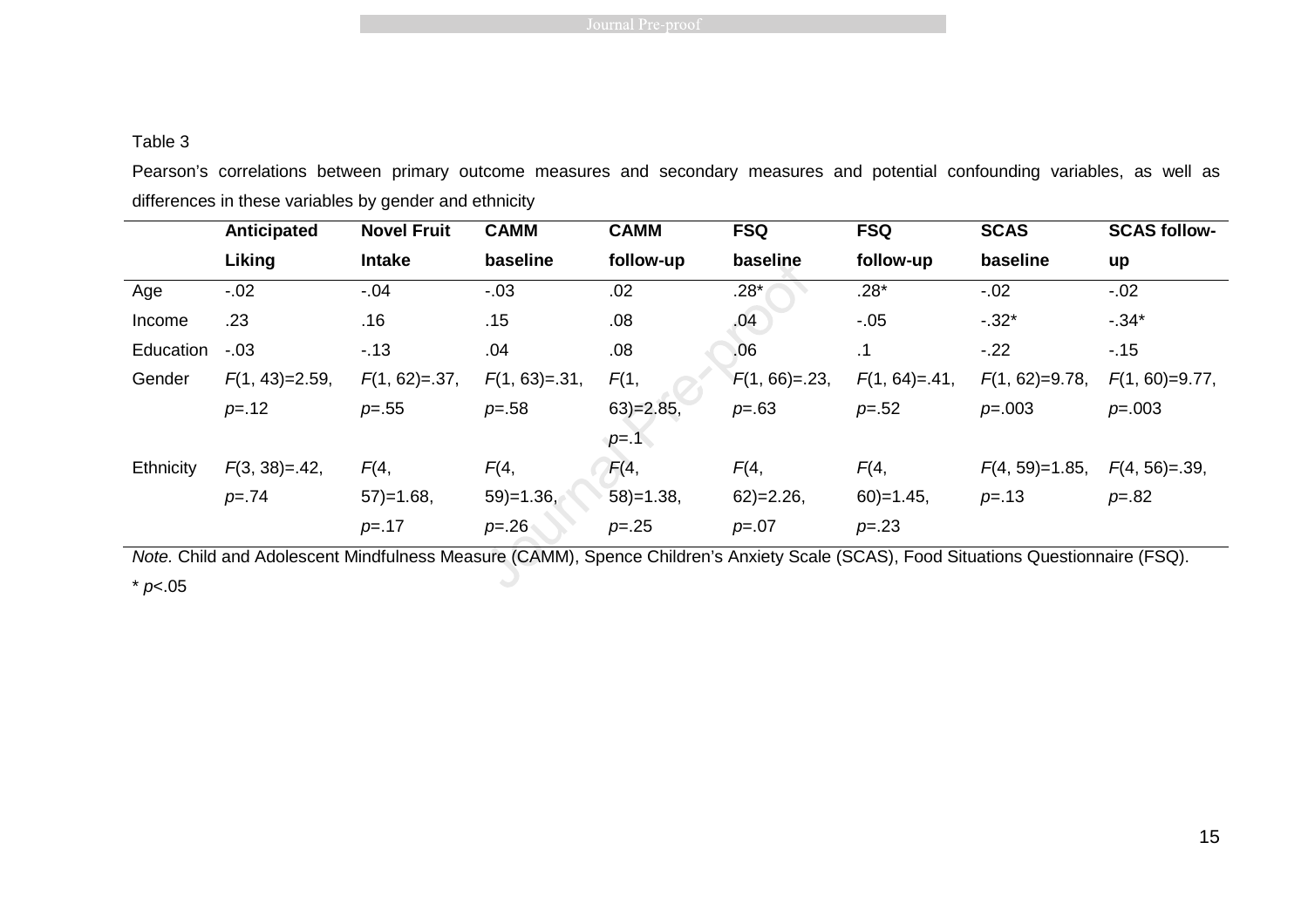Table 3

Pearson's correlations between primary outcome measures and secondary measures and potential confounding variables, as well as differences in these variables by gender and ethnicity

| | Anticipated Liking | Novel Fruit Intake | CAMM baseline | CAMM follow-up | FSQ baseline | FSQ follow-up | SCAS baseline | SCAS follow-up |
|---|---|---|---|---|---|---|---|---|
| Age | -.02 | -.04 | -.03 | .02 | .28* | .28* | -.02 | -.02 |
| Income | .23 | .16 | .15 | .08 | .04 | -.05 | -.32* | -.34* |
| Education | -.03 | -.13 | .04 | .08 | .06 | .1 | -.22 | -.15 |
| Gender | $F(1, 43)=2.59$, $p=.12$ | $F(1, 62)=.37$, $p=.55$ | $F(1, 63)=.31$, $p=.58$ | $F(1, 63)=2.85$, $p=.1$ | $F(1, 66)=.23$, $p=.63$ | $F(1, 64)=.41$, $p=.52$ | $F(1, 62)=9.78$, $p=.003$ | $F(1, 60)=9.77$, $p=.003$ |
| Ethnicity | $F(3, 38)=.42$, $p=.74$ | $F(4, 57)=1.68$, $p=.17$ | $F(4, 59)=1.36$, $p=.26$ | $F(4, 58)=1.38$, $p=.25$ | $F(4, 62)=2.26$, $p=.07$ | $F(4, 60)=1.45$, $p=.23$ | $F(4, 59)=1.85$, $p=.13$ | $F(4, 56)=.39$, $p=.82$ |

*Note.* Child and Adolescent Mindfulness Measure (CAMM), Spence Children's Anxiety Scale (SCAS), Food Situations Questionnaire (FSQ).

* $p<.05$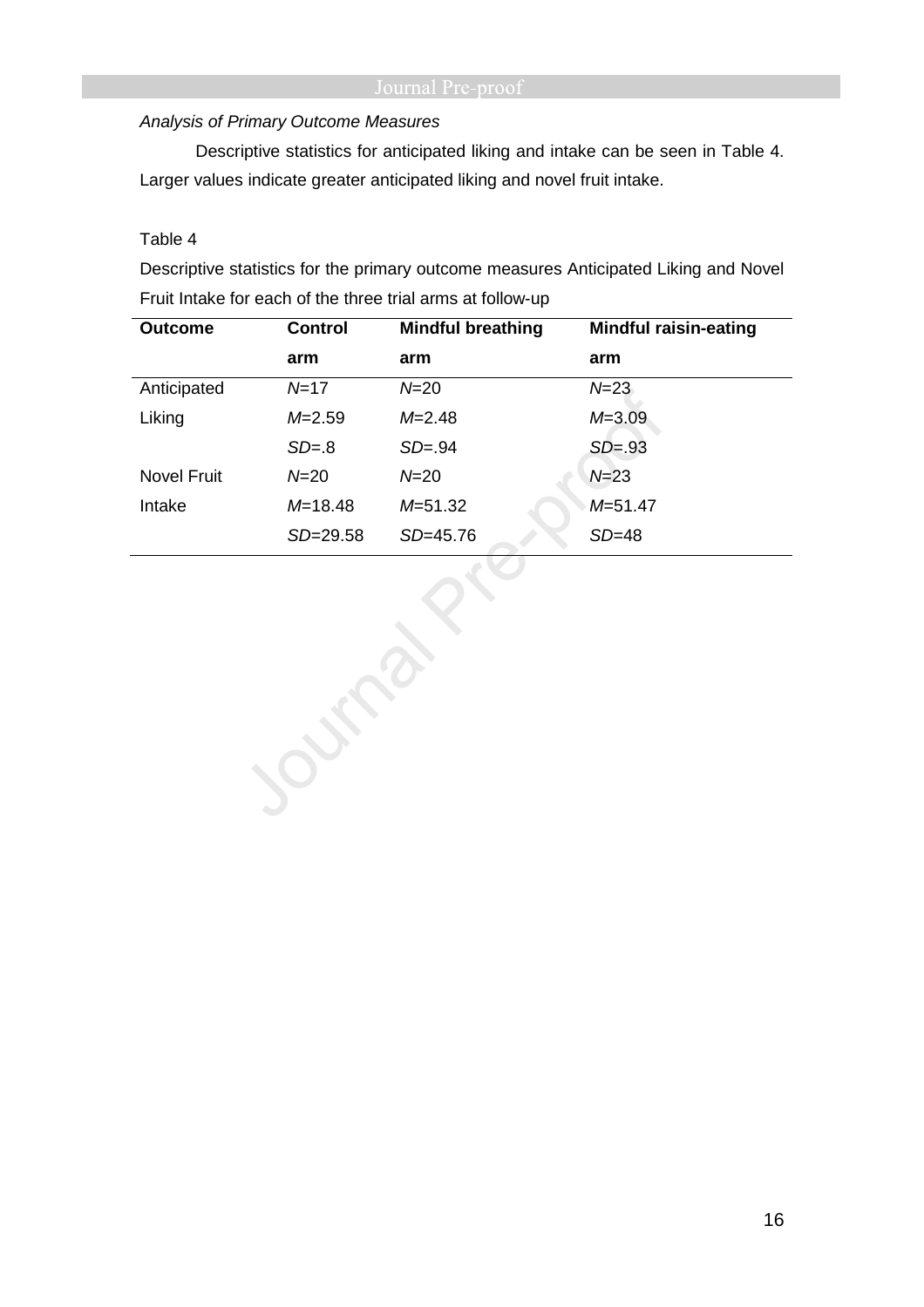*Analysis of Primary Outcome Measures*

Descriptive statistics for anticipated liking and intake can be seen in Table 4. Larger values indicate greater anticipated liking and novel fruit intake.

Table 4

Descriptive statistics for the primary outcome measures Anticipated Liking and Novel Fruit Intake for each of the three trial arms at follow-up

| **Outcome** | **Control arm** | **Mindful breathing arm** | **Mindful raisin-eating arm** |
|---|---|---|---|
| Anticipated Liking | $N$=17<br>$M$=2.59<br>$SD$=.8 | $N$=20<br>$M$=2.48<br>$SD$=.94 | $N$=23<br>$M$=3.09<br>$SD$=.93 |
| Novel Fruit Intake | $N$=20<br>$M$=18.48<br>$SD$=29.58 | $N$=20<br>$M$=51.32<br>$SD$=45.76 | $N$=23<br>$M$=51.47<br>$SD$=48 |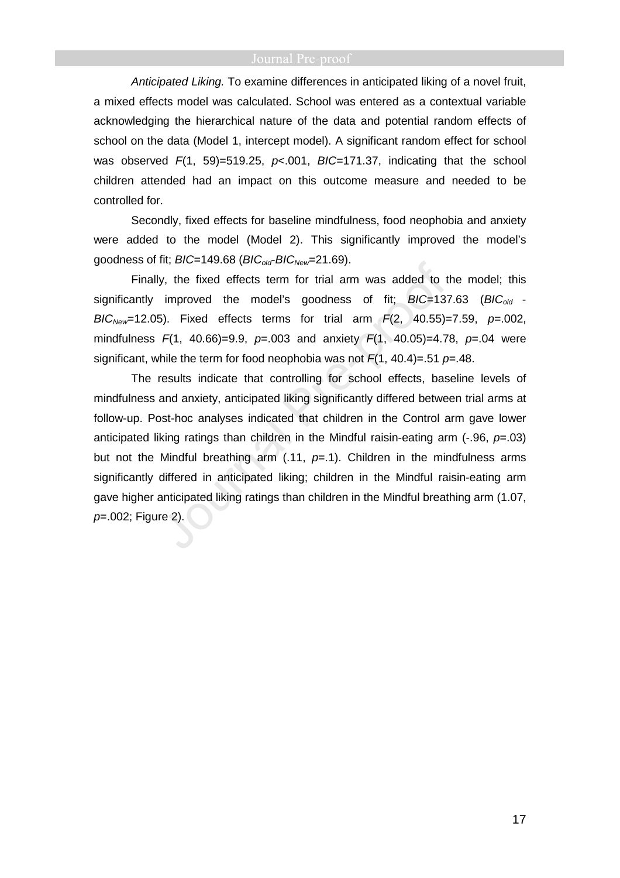*Anticipated Liking.* To examine differences in anticipated liking of a novel fruit, a mixed effects model was calculated. School was entered as a contextual variable acknowledging the hierarchical nature of the data and potential random effects of school on the data (Model 1, intercept model). A significant random effect for school was observed $F(1, 59)=519.25$, $p<.001$, $BIC=171.37$, indicating that the school children attended had an impact on this outcome measure and needed to be controlled for.

Secondly, fixed effects for baseline mindfulness, food neophobia and anxiety were added to the model (Model 2). This significantly improved the model's goodness of fit; $BIC=149.68$ ($BIC_{old}$-$BIC_{New}=21.69$).

Finally, the fixed effects term for trial arm was added to the model; this significantly improved the model's goodness of fit; $BIC=137.63$ ($BIC_{old}$ - $BIC_{New}=12.05$). Fixed effects terms for trial arm $F(2, 40.55)=7.59$, $p=.002$, mindfulness $F(1, 40.66)=9.9$, $p=.003$ and anxiety $F(1, 40.05)=4.78$, $p=.04$ were significant, while the term for food neophobia was not $F(1, 40.4)=.51$ $p=.48$.

The results indicate that controlling for school effects, baseline levels of mindfulness and anxiety, anticipated liking significantly differed between trial arms at follow-up. Post-hoc analyses indicated that children in the Control arm gave lower anticipated liking ratings than children in the Mindful raisin-eating arm (-.96, $p=.03$) but not the Mindful breathing arm (.11, $p=.1$). Children in the mindfulness arms significantly differed in anticipated liking; children in the Mindful raisin-eating arm gave higher anticipated liking ratings than children in the Mindful breathing arm (1.07, $p=.002$; Figure 2).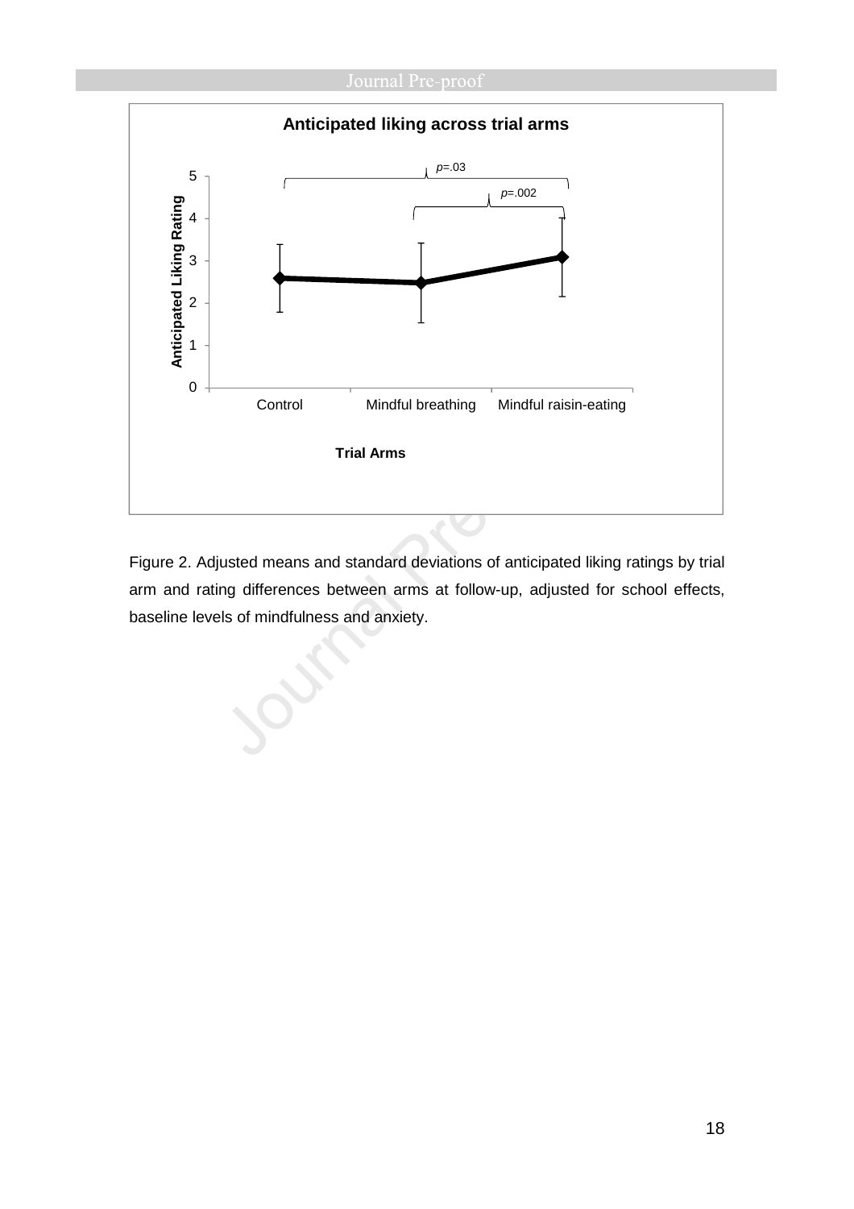Figure 2. Adjusted means and standard deviations of anticipated liking ratings by trial arm and rating differences between arms at follow-up, adjusted for school effects, baseline levels of mindfulness and anxiety.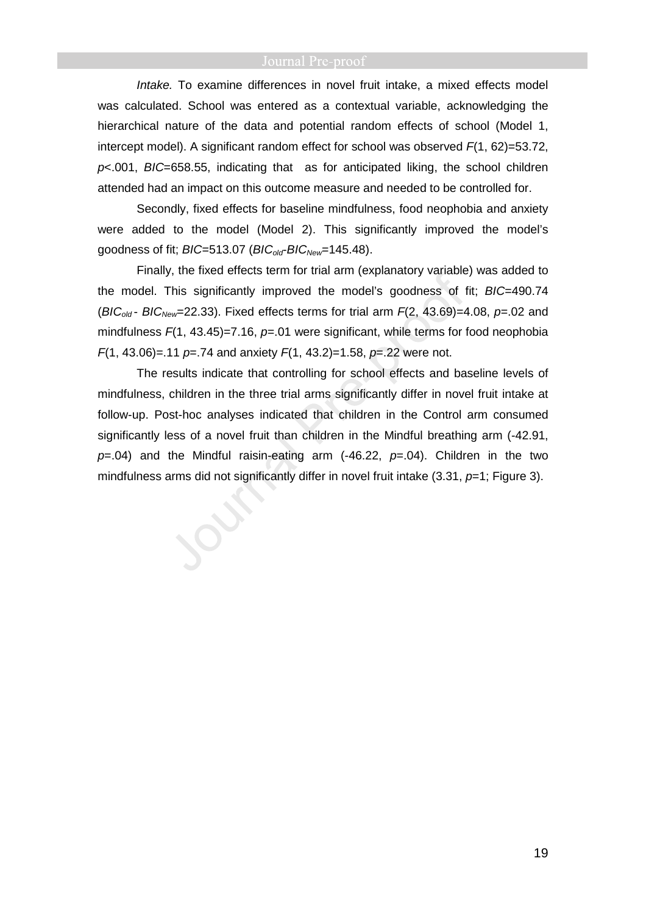*Intake.* To examine differences in novel fruit intake, a mixed effects model was calculated. School was entered as a contextual variable, acknowledging the hierarchical nature of the data and potential random effects of school (Model 1, intercept model). A significant random effect for school was observed $F(1, 62)=53.72$, $p<.001$, $BIC=658.55$, indicating that as for anticipated liking, the school children attended had an impact on this outcome measure and needed to be controlled for.

Secondly, fixed effects for baseline mindfulness, food neophobia and anxiety were added to the model (Model 2). This significantly improved the model's goodness of fit; $BIC=513.07$ ($BIC_{old}$-$BIC_{New}$=145.48).

Finally, the fixed effects term for trial arm (explanatory variable) was added to the model. This significantly improved the model's goodness of fit; $BIC=490.74$ ($BIC_{old}$ - $BIC_{New}$=22.33). Fixed effects terms for trial arm $F(2, 43.69)=4.08$, $p=.02$ and mindfulness $F(1, 43.45)=7.16$, $p=.01$ were significant, while terms for food neophobia $F(1, 43.06)=.11$ $p=.74$ and anxiety $F(1, 43.2)=1.58$, $p=.22$ were not.

The results indicate that controlling for school effects and baseline levels of mindfulness, children in the three trial arms significantly differ in novel fruit intake at follow-up. Post-hoc analyses indicated that children in the Control arm consumed significantly less of a novel fruit than children in the Mindful breathing arm (-42.91, $p=.04$) and the Mindful raisin-eating arm (-46.22, $p=.04$). Children in the two mindfulness arms did not significantly differ in novel fruit intake (3.31, $p=1$; Figure 3).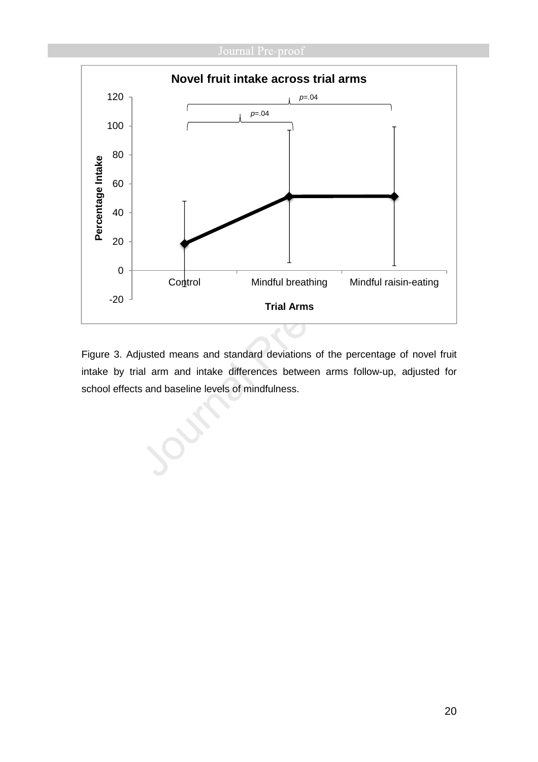Figure 3. Adjusted means and standard deviations of the percentage of novel fruit intake by trial arm and intake differences between arms follow-up, adjusted for school effects and baseline levels of mindfulness.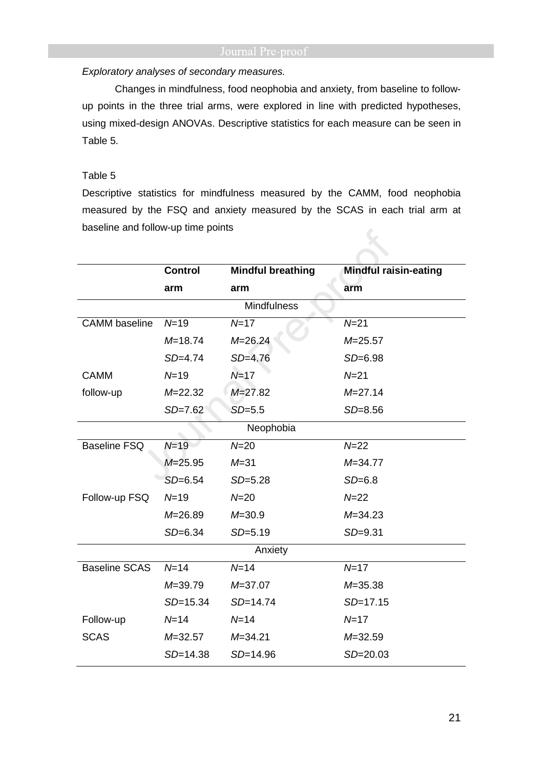*Exploratory analyses of secondary measures.*

Changes in mindfulness, food neophobia and anxiety, from baseline to follow-up points in the three trial arms, were explored in line with predicted hypotheses, using mixed-design ANOVAs. Descriptive statistics for each measure can be seen in Table 5.

Table 5

Descriptive statistics for mindfulness measured by the CAMM, food neophobia measured by the FSQ and anxiety measured by the SCAS in each trial arm at baseline and follow-up time points

| | **Control arm** | **Mindful breathing arm** | **Mindful raisin-eating arm** |
|---|---|---|---|
| | | Mindfulness | |
| CAMM baseline | *N*=19 | *N*=17 | *N*=21 |
| | *M*=18.74 | *M*=26.24 | *M*=25.57 |
| | *SD*=4.74 | *SD*=4.76 | *SD*=6.98 |
| CAMM follow-up | *N*=19 | *N*=17 | *N*=21 |
| | *M*=22.32 | *M*=27.82 | *M*=27.14 |
| | *SD*=7.62 | *SD*=5.5 | *SD*=8.56 |
| | | Neophobia | |
| Baseline FSQ | *N*=19 | *N*=20 | *N*=22 |
| | *M*=25.95 | *M*=31 | *M*=34.77 |
| | *SD*=6.54 | *SD*=5.28 | *SD*=6.8 |
| Follow-up FSQ | *N*=19 | *N*=20 | *N*=22 |
| | *M*=26.89 | *M*=30.9 | *M*=34.23 |
| | *SD*=6.34 | *SD*=5.19 | *SD*=9.31 |
| | | Anxiety | |
| Baseline SCAS | *N*=14 | *N*=14 | *N*=17 |
| | *M*=39.79 | *M*=37.07 | *M*=35.38 |
| | *SD*=15.34 | *SD*=14.74 | *SD*=17.15 |
| Follow-up SCAS | *N*=14 | *N*=14 | *N*=17 |
| | *M*=32.57 | *M*=34.21 | *M*=32.59 |
| | *SD*=14.38 | *SD*=14.96 | *SD*=20.03 |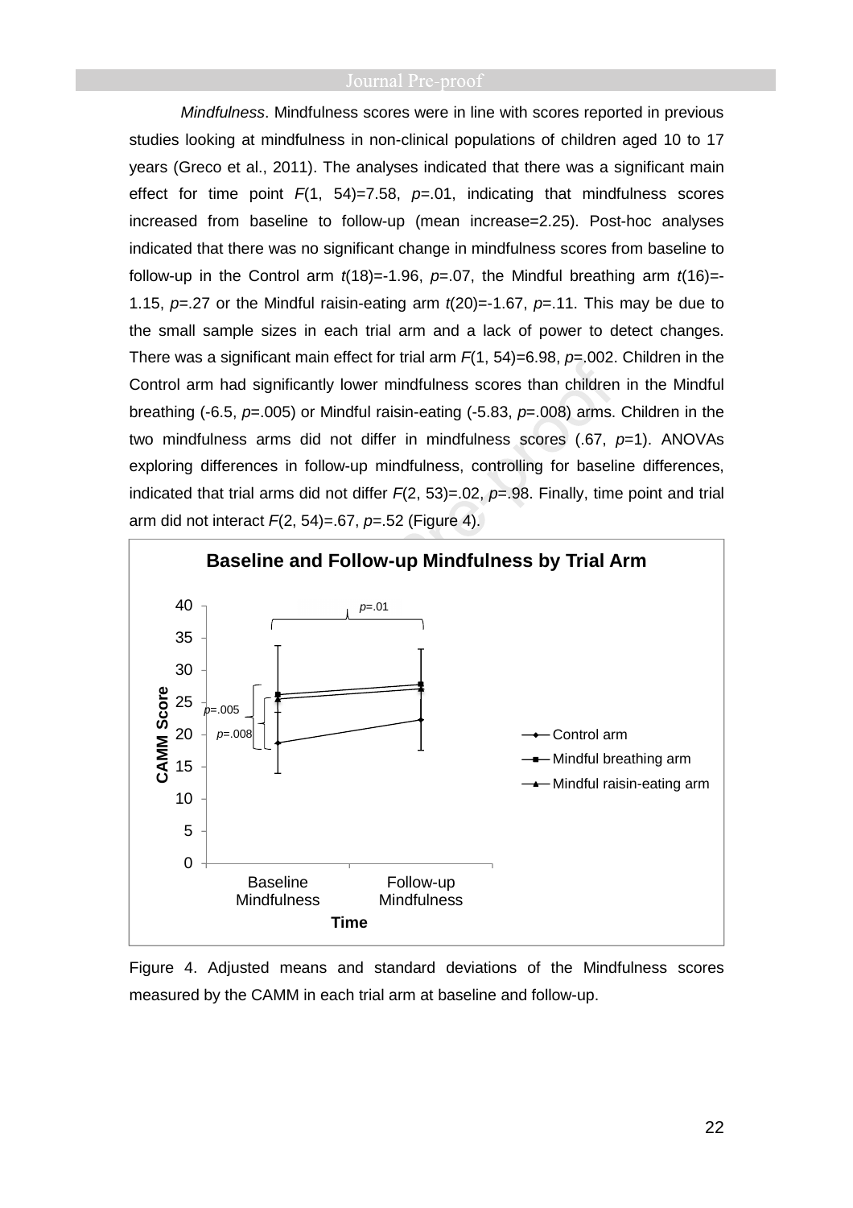*Mindfulness*. Mindfulness scores were in line with scores reported in previous studies looking at mindfulness in non-clinical populations of children aged 10 to 17 years (Greco et al., 2011). The analyses indicated that there was a significant main effect for time point $F(1, 54)=7.58$, $p=.01$, indicating that mindfulness scores increased from baseline to follow-up (mean increase=2.25). Post-hoc analyses indicated that there was no significant change in mindfulness scores from baseline to follow-up in the Control arm $t(18)=-1.96$, $p=.07$, the Mindful breathing arm $t(16)=-1.15$, $p=.27$ or the Mindful raisin-eating arm $t(20)=-1.67$, $p=.11$. This may be due to the small sample sizes in each trial arm and a lack of power to detect changes. There was a significant main effect for trial arm $F(1, 54)=6.98$, $p=.002$. Children in the Control arm had significantly lower mindfulness scores than children in the Mindful breathing (-6.5, $p=.005$) or Mindful raisin-eating (-5.83, $p=.008$) arms. Children in the two mindfulness arms did not differ in mindfulness scores (.67, $p=1$). ANOVAs exploring differences in follow-up mindfulness, controlling for baseline differences, indicated that trial arms did not differ $F(2, 53)=.02$, $p=.98$. Finally, time point and trial arm did not interact $F(2, 54)=.67$, $p=.52$ (Figure 4).

Figure 4. Adjusted means and standard deviations of the Mindfulness scores measured by the CAMM in each trial arm at baseline and follow-up.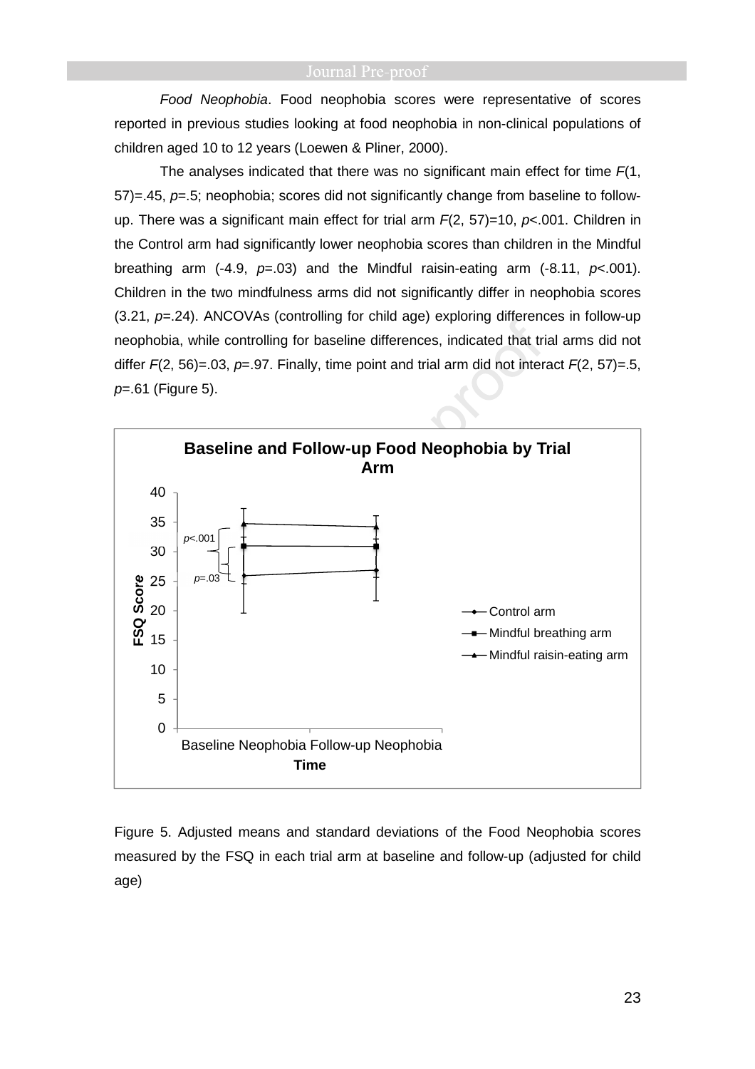*Food Neophobia*. Food neophobia scores were representative of scores reported in previous studies looking at food neophobia in non-clinical populations of children aged 10 to 12 years (Loewen & Pliner, 2000).

The analyses indicated that there was no significant main effect for time $F(1, 57)=.45$, $p=.5$; neophobia; scores did not significantly change from baseline to follow-up. There was a significant main effect for trial arm $F(2, 57)=10$, $p<.001$. Children in the Control arm had significantly lower neophobia scores than children in the Mindful breathing arm (-4.9, $p=.03$) and the Mindful raisin-eating arm (-8.11, $p<.001$). Children in the two mindfulness arms did not significantly differ in neophobia scores (3.21, $p=.24$). ANCOVAs (controlling for child age) exploring differences in follow-up neophobia, while controlling for baseline differences, indicated that trial arms did not differ $F(2, 56)=.03$, $p=.97$. Finally, time point and trial arm did not interact $F(2, 57)=.5$, $p=.61$ (Figure 5).

Figure 5. Adjusted means and standard deviations of the Food Neophobia scores measured by the FSQ in each trial arm at baseline and follow-up (adjusted for child age)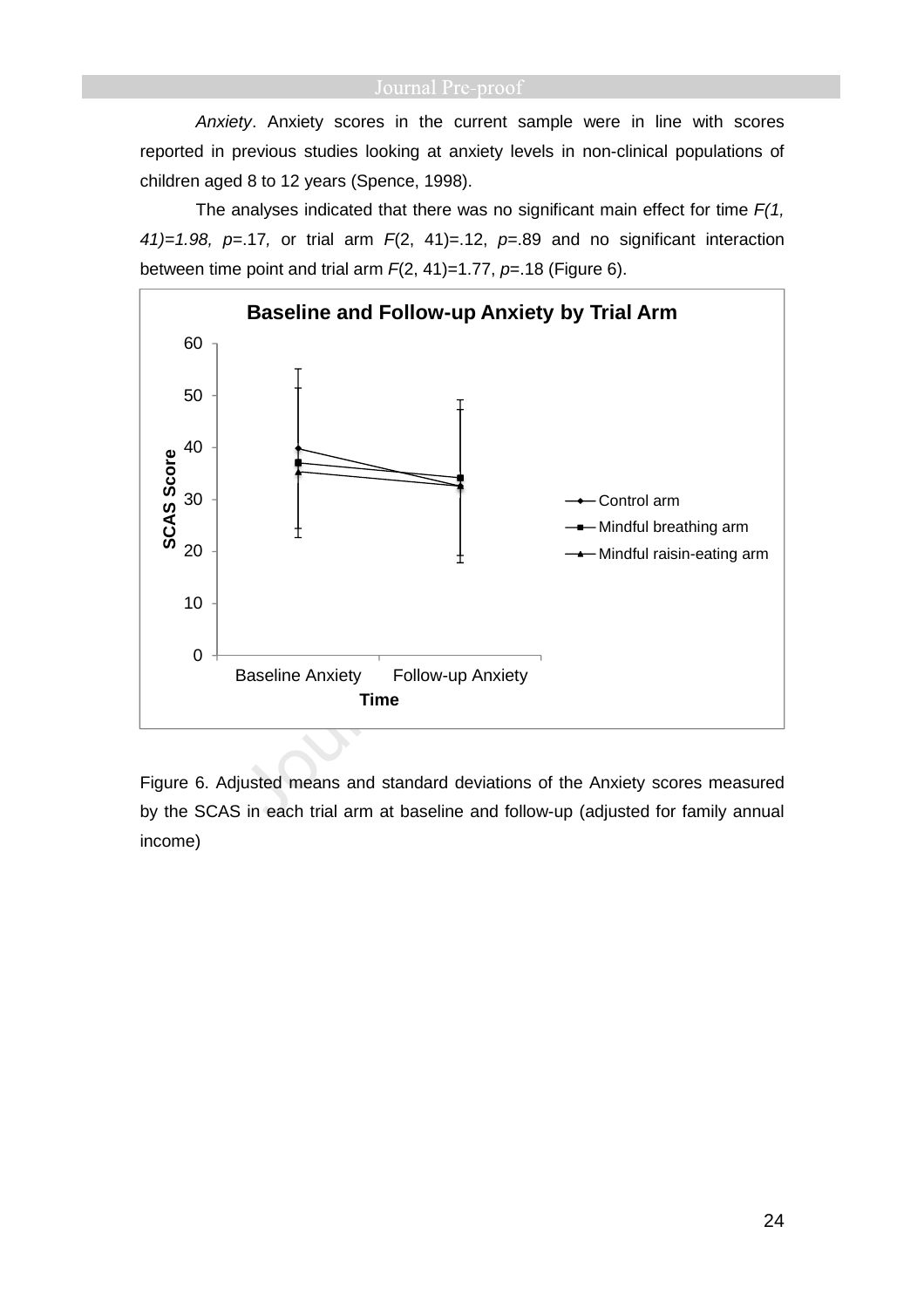*Anxiety*. Anxiety scores in the current sample were in line with scores reported in previous studies looking at anxiety levels in non-clinical populations of children aged 8 to 12 years (Spence, 1998).

The analyses indicated that there was no significant main effect for time $F(1, 41)=1.98$, $p=.17$, or trial arm $F(2, 41)=.12$, $p=.89$ and no significant interaction between time point and trial arm $F(2, 41)=1.77$, $p=.18$ (Figure 6).

Figure 6. Adjusted means and standard deviations of the Anxiety scores measured by the SCAS in each trial arm at baseline and follow-up (adjusted for family annual income)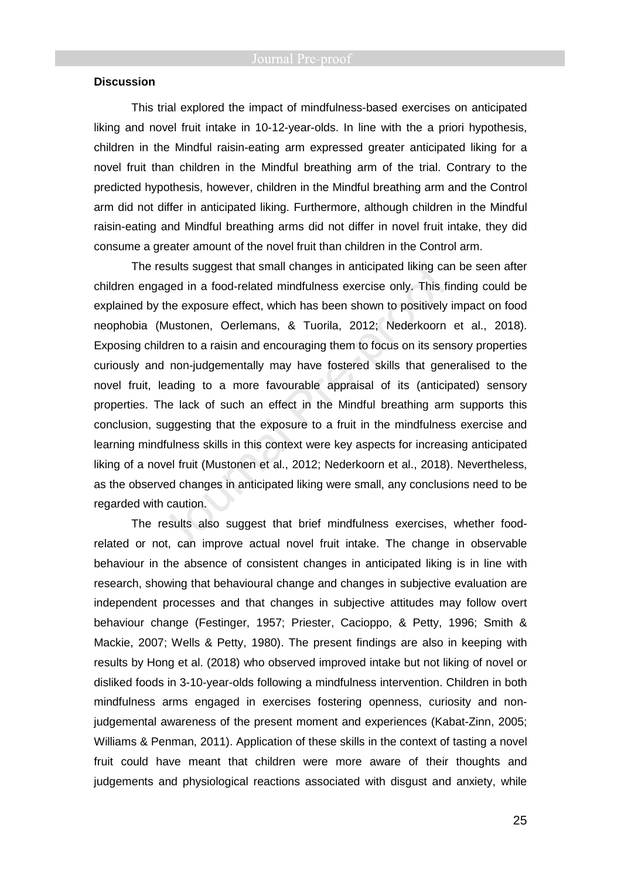## Discussion

This trial explored the impact of mindfulness-based exercises on anticipated liking and novel fruit intake in 10-12-year-olds. In line with the a priori hypothesis, children in the Mindful raisin-eating arm expressed greater anticipated liking for a novel fruit than children in the Mindful breathing arm of the trial. Contrary to the predicted hypothesis, however, children in the Mindful breathing arm and the Control arm did not differ in anticipated liking. Furthermore, although children in the Mindful raisin-eating and Mindful breathing arms did not differ in novel fruit intake, they did consume a greater amount of the novel fruit than children in the Control arm.

The results suggest that small changes in anticipated liking can be seen after children engaged in a food-related mindfulness exercise only. This finding could be explained by the exposure effect, which has been shown to positively impact on food neophobia (Mustonen, Oerlemans, & Tuorila, 2012; Nederkoorn et al., 2018). Exposing children to a raisin and encouraging them to focus on its sensory properties curiously and non-judgementally may have fostered skills that generalised to the novel fruit, leading to a more favourable appraisal of its (anticipated) sensory properties. The lack of such an effect in the Mindful breathing arm supports this conclusion, suggesting that the exposure to a fruit in the mindfulness exercise and learning mindfulness skills in this context were key aspects for increasing anticipated liking of a novel fruit (Mustonen et al., 2012; Nederkoorn et al., 2018). Nevertheless, as the observed changes in anticipated liking were small, any conclusions need to be regarded with caution.

The results also suggest that brief mindfulness exercises, whether food-related or not, can improve actual novel fruit intake. The change in observable behaviour in the absence of consistent changes in anticipated liking is in line with research, showing that behavioural change and changes in subjective evaluation are independent processes and that changes in subjective attitudes may follow overt behaviour change (Festinger, 1957; Priester, Cacioppo, & Petty, 1996; Smith & Mackie, 2007; Wells & Petty, 1980). The present findings are also in keeping with results by Hong et al. (2018) who observed improved intake but not liking of novel or disliked foods in 3-10-year-olds following a mindfulness intervention. Children in both mindfulness arms engaged in exercises fostering openness, curiosity and non-judgemental awareness of the present moment and experiences (Kabat-Zinn, 2005; Williams & Penman, 2011). Application of these skills in the context of tasting a novel fruit could have meant that children were more aware of their thoughts and judgements and physiological reactions associated with disgust and anxiety, while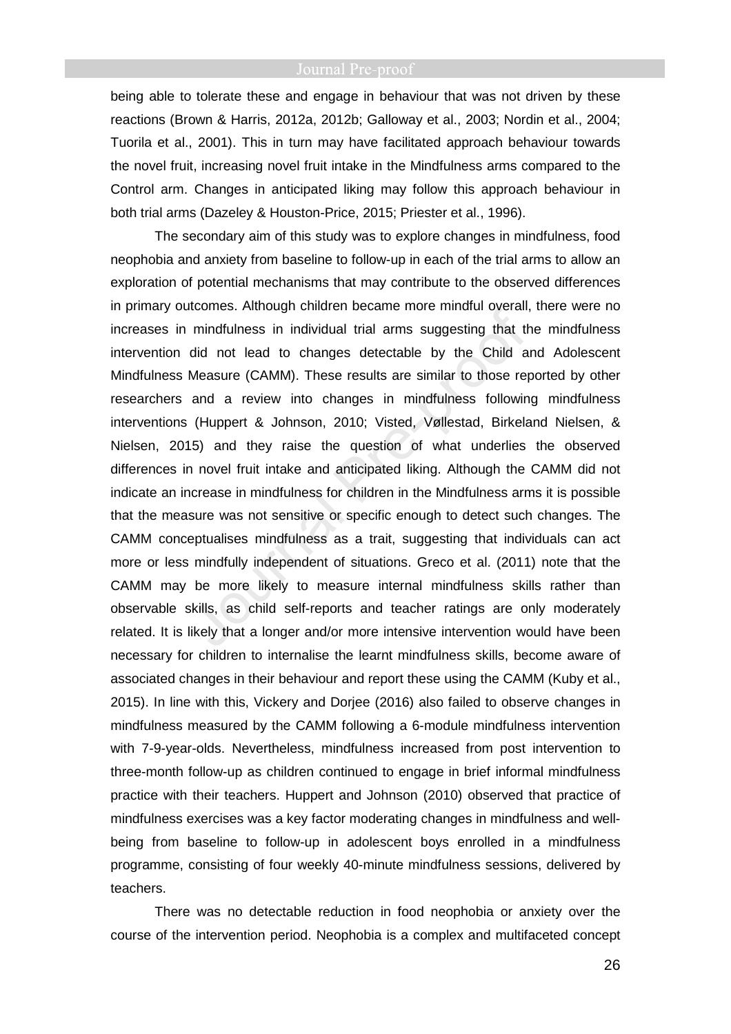being able to tolerate these and engage in behaviour that was not driven by these reactions (Brown & Harris, 2012a, 2012b; Galloway et al., 2003; Nordin et al., 2004; Tuorila et al., 2001). This in turn may have facilitated approach behaviour towards the novel fruit, increasing novel fruit intake in the Mindfulness arms compared to the Control arm. Changes in anticipated liking may follow this approach behaviour in both trial arms (Dazeley & Houston-Price, 2015; Priester et al., 1996).

The secondary aim of this study was to explore changes in mindfulness, food neophobia and anxiety from baseline to follow-up in each of the trial arms to allow an exploration of potential mechanisms that may contribute to the observed differences in primary outcomes. Although children became more mindful overall, there were no increases in mindfulness in individual trial arms suggesting that the mindfulness intervention did not lead to changes detectable by the Child and Adolescent Mindfulness Measure (CAMM). These results are similar to those reported by other researchers and a review into changes in mindfulness following mindfulness interventions (Huppert & Johnson, 2010; Visted, Vøllestad, Birkeland Nielsen, & Nielsen, 2015) and they raise the question of what underlies the observed differences in novel fruit intake and anticipated liking. Although the CAMM did not indicate an increase in mindfulness for children in the Mindfulness arms it is possible that the measure was not sensitive or specific enough to detect such changes. The CAMM conceptualises mindfulness as a trait, suggesting that individuals can act more or less mindfully independent of situations. Greco et al. (2011) note that the CAMM may be more likely to measure internal mindfulness skills rather than observable skills, as child self-reports and teacher ratings are only moderately related. It is likely that a longer and/or more intensive intervention would have been necessary for children to internalise the learnt mindfulness skills, become aware of associated changes in their behaviour and report these using the CAMM (Kuby et al., 2015). In line with this, Vickery and Dorjee (2016) also failed to observe changes in mindfulness measured by the CAMM following a 6-module mindfulness intervention with 7-9-year-olds. Nevertheless, mindfulness increased from post intervention to three-month follow-up as children continued to engage in brief informal mindfulness practice with their teachers. Huppert and Johnson (2010) observed that practice of mindfulness exercises was a key factor moderating changes in mindfulness and well-being from baseline to follow-up in adolescent boys enrolled in a mindfulness programme, consisting of four weekly 40-minute mindfulness sessions, delivered by teachers.

There was no detectable reduction in food neophobia or anxiety over the course of the intervention period. Neophobia is a complex and multifaceted concept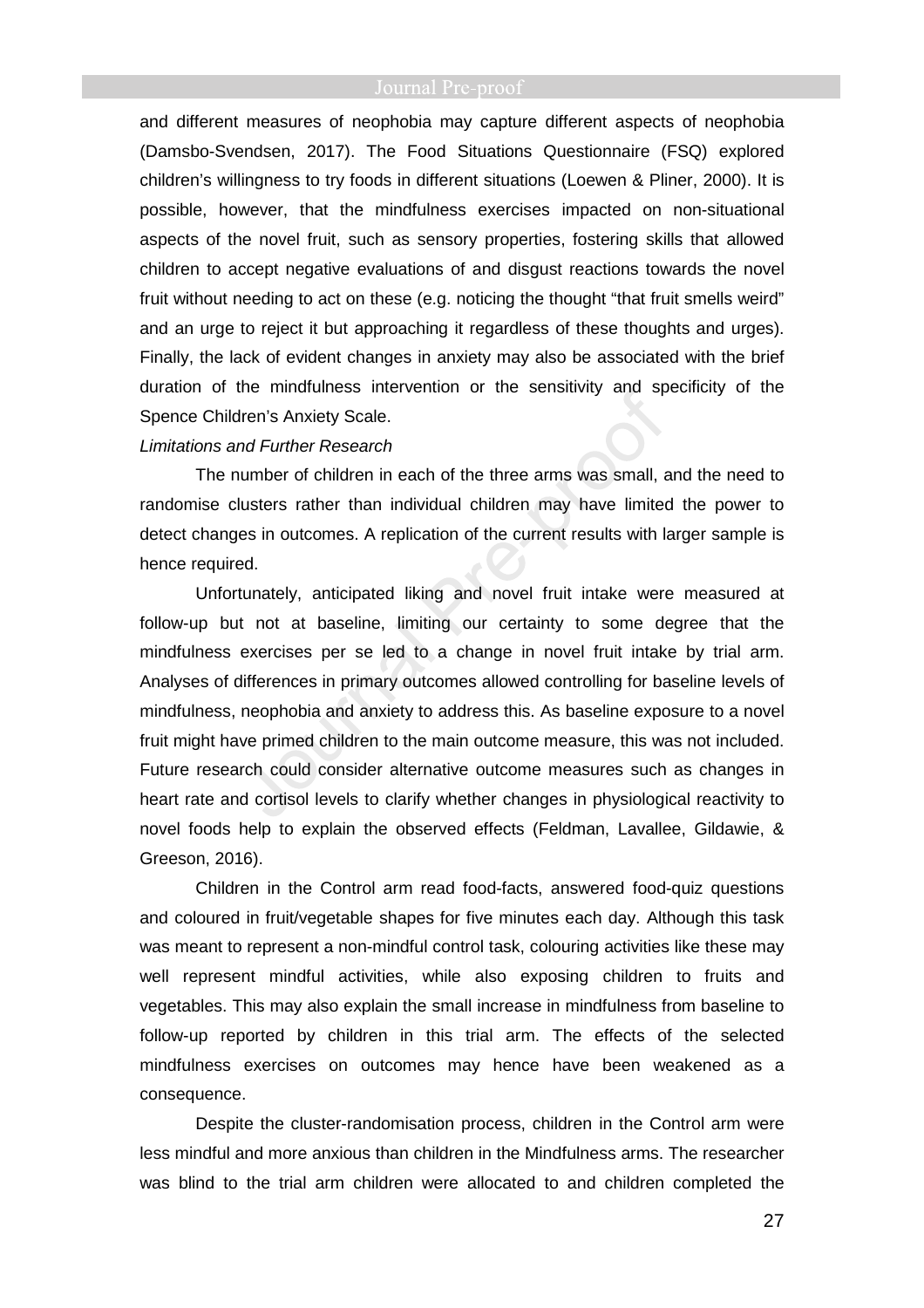and different measures of neophobia may capture different aspects of neophobia (Damsbo-Svendsen, 2017). The Food Situations Questionnaire (FSQ) explored children's willingness to try foods in different situations (Loewen & Pliner, 2000). It is possible, however, that the mindfulness exercises impacted on non-situational aspects of the novel fruit, such as sensory properties, fostering skills that allowed children to accept negative evaluations of and disgust reactions towards the novel fruit without needing to act on these (e.g. noticing the thought "that fruit smells weird" and an urge to reject it but approaching it regardless of these thoughts and urges). Finally, the lack of evident changes in anxiety may also be associated with the brief duration of the mindfulness intervention or the sensitivity and specificity of the Spence Children's Anxiety Scale.

*Limitations and Further Research*

The number of children in each of the three arms was small, and the need to randomise clusters rather than individual children may have limited the power to detect changes in outcomes. A replication of the current results with larger sample is hence required.

Unfortunately, anticipated liking and novel fruit intake were measured at follow-up but not at baseline, limiting our certainty to some degree that the mindfulness exercises per se led to a change in novel fruit intake by trial arm. Analyses of differences in primary outcomes allowed controlling for baseline levels of mindfulness, neophobia and anxiety to address this. As baseline exposure to a novel fruit might have primed children to the main outcome measure, this was not included. Future research could consider alternative outcome measures such as changes in heart rate and cortisol levels to clarify whether changes in physiological reactivity to novel foods help to explain the observed effects (Feldman, Lavallee, Gildawie, & Greeson, 2016).

Children in the Control arm read food-facts, answered food-quiz questions and coloured in fruit/vegetable shapes for five minutes each day. Although this task was meant to represent a non-mindful control task, colouring activities like these may well represent mindful activities, while also exposing children to fruits and vegetables. This may also explain the small increase in mindfulness from baseline to follow-up reported by children in this trial arm. The effects of the selected mindfulness exercises on outcomes may hence have been weakened as a consequence.

Despite the cluster-randomisation process, children in the Control arm were less mindful and more anxious than children in the Mindfulness arms. The researcher was blind to the trial arm children were allocated to and children completed the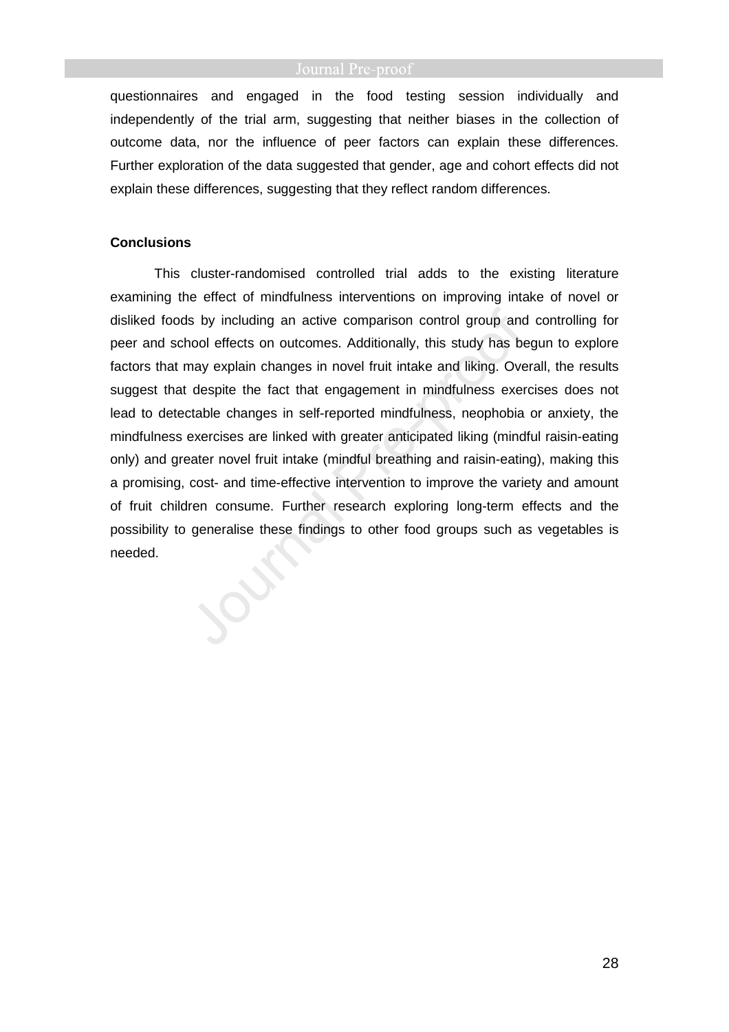questionnaires and engaged in the food testing session individually and independently of the trial arm, suggesting that neither biases in the collection of outcome data, nor the influence of peer factors can explain these differences. Further exploration of the data suggested that gender, age and cohort effects did not explain these differences, suggesting that they reflect random differences.

**Conclusions**

This cluster-randomised controlled trial adds to the existing literature examining the effect of mindfulness interventions on improving intake of novel or disliked foods by including an active comparison control group and controlling for peer and school effects on outcomes. Additionally, this study has begun to explore factors that may explain changes in novel fruit intake and liking. Overall, the results suggest that despite the fact that engagement in mindfulness exercises does not lead to detectable changes in self-reported mindfulness, neophobia or anxiety, the mindfulness exercises are linked with greater anticipated liking (mindful raisin-eating only) and greater novel fruit intake (mindful breathing and raisin-eating), making this a promising, cost- and time-effective intervention to improve the variety and amount of fruit children consume. Further research exploring long-term effects and the possibility to generalise these findings to other food groups such as vegetables is needed.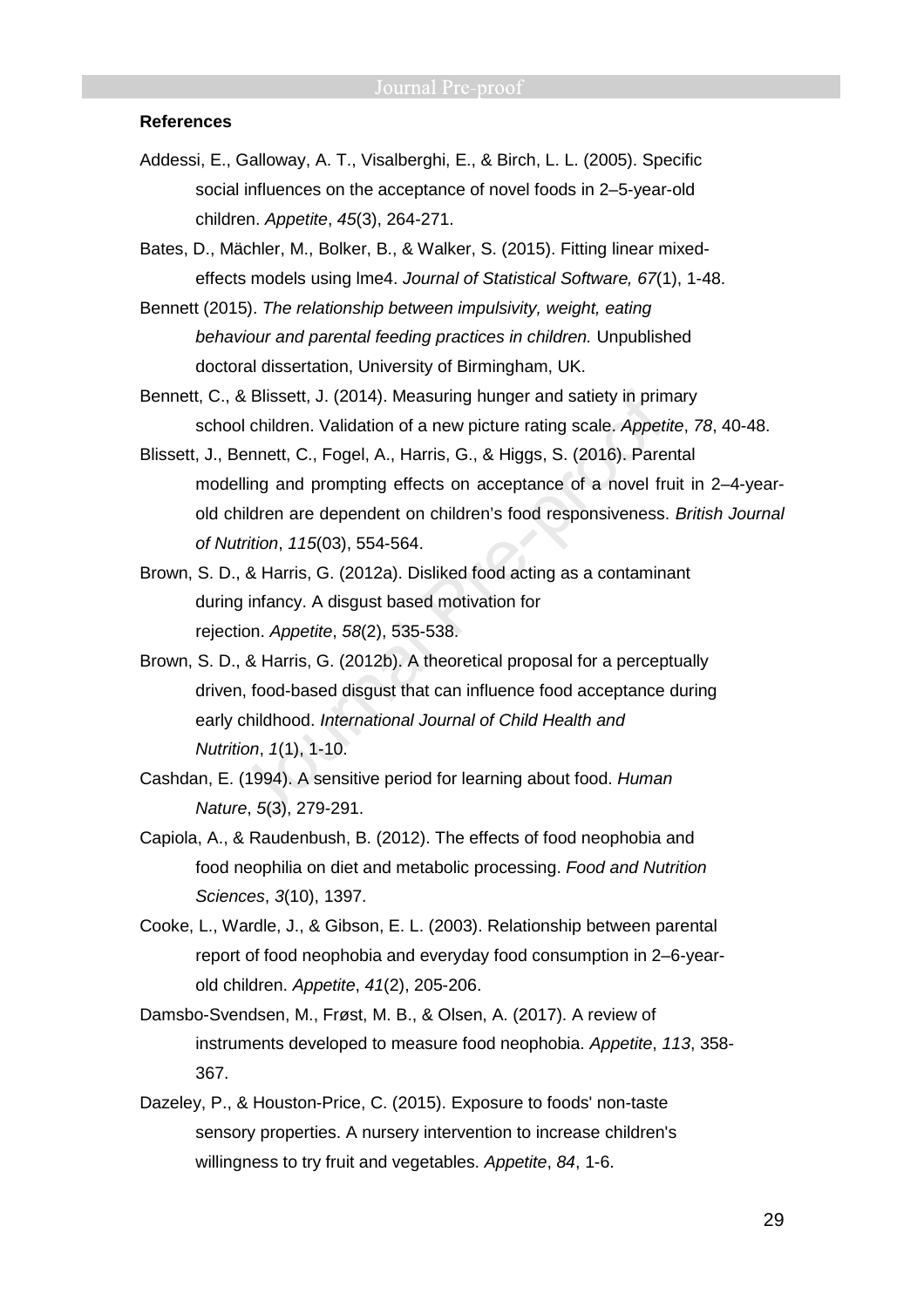**References**

Addessi, E., Galloway, A. T., Visalberghi, E., & Birch, L. L. (2005). Specific social influences on the acceptance of novel foods in 2–5-year-old children. *Appetite*, *45*(3), 264-271.

Bates, D., Mächler, M., Bolker, B., & Walker, S. (2015). Fitting linear mixed-effects models using lme4. *Journal of Statistical Software, 67*(1), 1-48.

Bennett (2015). *The relationship between impulsivity, weight, eating behaviour and parental feeding practices in children.* Unpublished doctoral dissertation, University of Birmingham, UK.

Bennett, C., & Blissett, J. (2014). Measuring hunger and satiety in primary school children. Validation of a new picture rating scale. *Appetite*, *78*, 40-48.

Blissett, J., Bennett, C., Fogel, A., Harris, G., & Higgs, S. (2016). Parental modelling and prompting effects on acceptance of a novel fruit in 2–4-year-old children are dependent on children's food responsiveness. *British Journal of Nutrition*, *115*(03), 554-564.

Brown, S. D., & Harris, G. (2012a). Disliked food acting as a contaminant during infancy. A disgust based motivation for rejection. *Appetite*, *58*(2), 535-538.

Brown, S. D., & Harris, G. (2012b). A theoretical proposal for a perceptually driven, food-based disgust that can influence food acceptance during early childhood. *International Journal of Child Health and Nutrition*, *1*(1), 1-10.

Cashdan, E. (1994). A sensitive period for learning about food. *Human Nature*, *5*(3), 279-291.

Capiola, A., & Raudenbush, B. (2012). The effects of food neophobia and food neophilia on diet and metabolic processing. *Food and Nutrition Sciences*, *3*(10), 1397.

Cooke, L., Wardle, J., & Gibson, E. L. (2003). Relationship between parental report of food neophobia and everyday food consumption in 2–6-year-old children. *Appetite*, *41*(2), 205-206.

Damsbo-Svendsen, M., Frøst, M. B., & Olsen, A. (2017). A review of instruments developed to measure food neophobia. *Appetite*, *113*, 358-367.

Dazeley, P., & Houston-Price, C. (2015). Exposure to foods' non-taste sensory properties. A nursery intervention to increase children's willingness to try fruit and vegetables. *Appetite*, *84*, 1-6.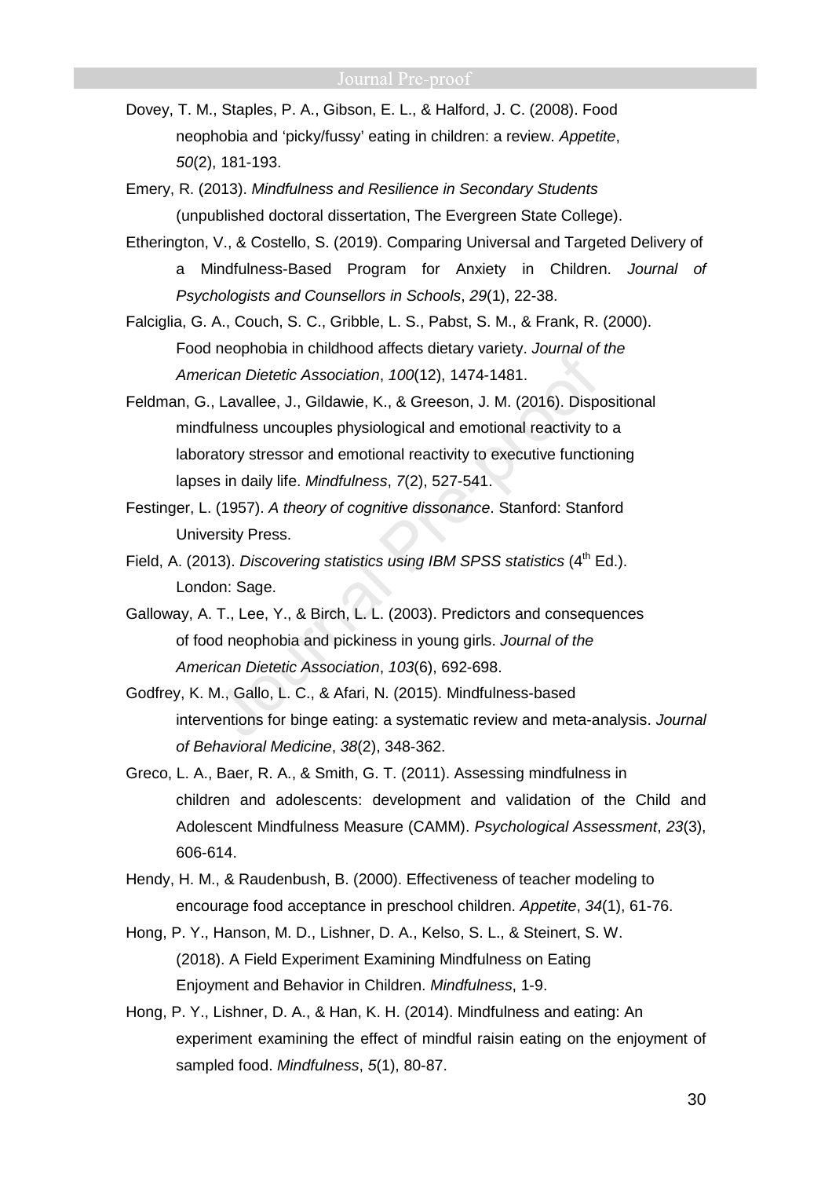Dovey, T. M., Staples, P. A., Gibson, E. L., & Halford, J. C. (2008). Food neophobia and ‘picky/fussy’ eating in children: a review. *Appetite*, *50*(2), 181-193.

Emery, R. (2013). *Mindfulness and Resilience in Secondary Students* (unpublished doctoral dissertation, The Evergreen State College).

Etherington, V., & Costello, S. (2019). Comparing Universal and Targeted Delivery of a Mindfulness-Based Program for Anxiety in Children. *Journal of Psychologists and Counsellors in Schools*, *29*(1), 22-38.

Falciglia, G. A., Couch, S. C., Gribble, L. S., Pabst, S. M., & Frank, R. (2000). Food neophobia in childhood affects dietary variety. *Journal of the American Dietetic Association*, *100*(12), 1474-1481.

Feldman, G., Lavallee, J., Gildawie, K., & Greeson, J. M. (2016). Dispositional mindfulness uncouples physiological and emotional reactivity to a laboratory stressor and emotional reactivity to executive functioning lapses in daily life. *Mindfulness*, *7*(2), 527-541.

Festinger, L. (1957). *A theory of cognitive dissonance*. Stanford: Stanford University Press.

Field, A. (2013). *Discovering statistics using IBM SPSS statistics* (4th Ed.). London: Sage.

Galloway, A. T., Lee, Y., & Birch, L. L. (2003). Predictors and consequences of food neophobia and pickiness in young girls. *Journal of the American Dietetic Association*, *103*(6), 692-698.

Godfrey, K. M., Gallo, L. C., & Afari, N. (2015). Mindfulness-based interventions for binge eating: a systematic review and meta-analysis. *Journal of Behavioral Medicine*, *38*(2), 348-362.

Greco, L. A., Baer, R. A., & Smith, G. T. (2011). Assessing mindfulness in children and adolescents: development and validation of the Child and Adolescent Mindfulness Measure (CAMM). *Psychological Assessment*, *23*(3), 606-614.

Hendy, H. M., & Raudenbush, B. (2000). Effectiveness of teacher modeling to encourage food acceptance in preschool children. *Appetite*, *34*(1), 61-76.

Hong, P. Y., Hanson, M. D., Lishner, D. A., Kelso, S. L., & Steinert, S. W. (2018). A Field Experiment Examining Mindfulness on Eating Enjoyment and Behavior in Children. *Mindfulness*, 1-9.

Hong, P. Y., Lishner, D. A., & Han, K. H. (2014). Mindfulness and eating: An experiment examining the effect of mindful raisin eating on the enjoyment of sampled food. *Mindfulness*, *5*(1), 80-87.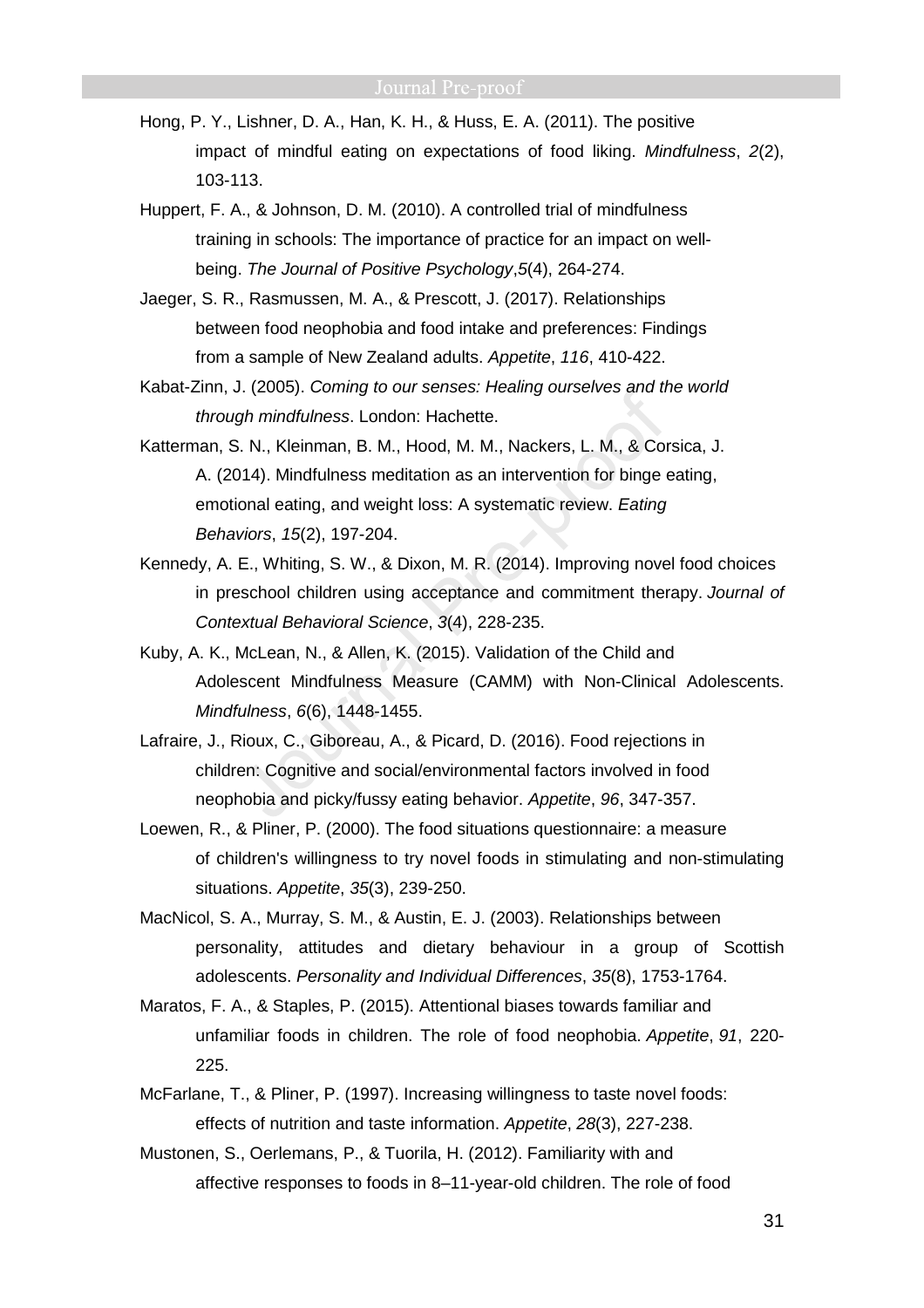Hong, P. Y., Lishner, D. A., Han, K. H., & Huss, E. A. (2011). The positive impact of mindful eating on expectations of food liking. *Mindfulness*, *2*(2), 103-113.

Huppert, F. A., & Johnson, D. M. (2010). A controlled trial of mindfulness training in schools: The importance of practice for an impact on well-being. *The Journal of Positive Psychology*,*5*(4), 264-274.

Jaeger, S. R., Rasmussen, M. A., & Prescott, J. (2017). Relationships between food neophobia and food intake and preferences: Findings from a sample of New Zealand adults. *Appetite*, *116*, 410-422.

Kabat-Zinn, J. (2005). *Coming to our senses: Healing ourselves and the world through mindfulness*. London: Hachette.

Katterman, S. N., Kleinman, B. M., Hood, M. M., Nackers, L. M., & Corsica, J. A. (2014). Mindfulness meditation as an intervention for binge eating, emotional eating, and weight loss: A systematic review. *Eating Behaviors*, *15*(2), 197-204.

Kennedy, A. E., Whiting, S. W., & Dixon, M. R. (2014). Improving novel food choices in preschool children using acceptance and commitment therapy. *Journal of Contextual Behavioral Science*, *3*(4), 228-235.

Kuby, A. K., McLean, N., & Allen, K. (2015). Validation of the Child and Adolescent Mindfulness Measure (CAMM) with Non-Clinical Adolescents. *Mindfulness*, *6*(6), 1448-1455.

Lafraire, J., Rioux, C., Giboreau, A., & Picard, D. (2016). Food rejections in children: Cognitive and social/environmental factors involved in food neophobia and picky/fussy eating behavior. *Appetite*, *96*, 347-357.

Loewen, R., & Pliner, P. (2000). The food situations questionnaire: a measure of children's willingness to try novel foods in stimulating and non-stimulating situations. *Appetite*, *35*(3), 239-250.

MacNicol, S. A., Murray, S. M., & Austin, E. J. (2003). Relationships between personality, attitudes and dietary behaviour in a group of Scottish adolescents. *Personality and Individual Differences*, *35*(8), 1753-1764.

Maratos, F. A., & Staples, P. (2015). Attentional biases towards familiar and unfamiliar foods in children. The role of food neophobia. *Appetite*, *91*, 220-225.

McFarlane, T., & Pliner, P. (1997). Increasing willingness to taste novel foods: effects of nutrition and taste information. *Appetite*, *28*(3), 227-238.

Mustonen, S., Oerlemans, P., & Tuorila, H. (2012). Familiarity with and affective responses to foods in 8–11-year-old children. The role of food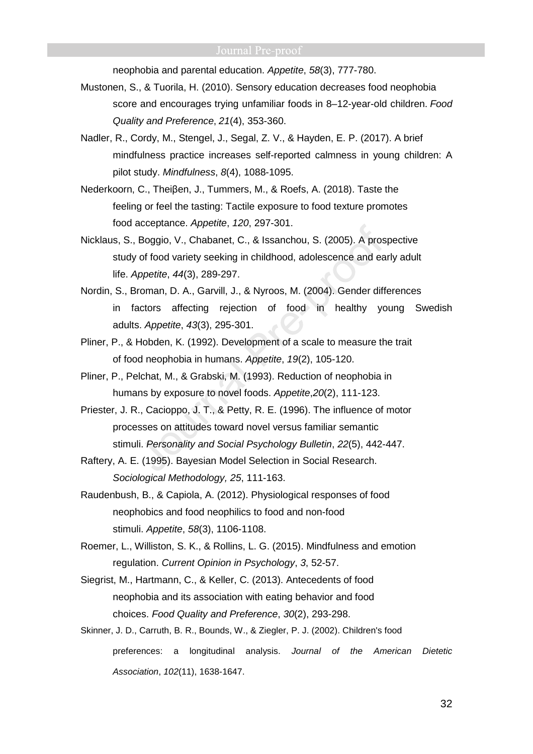neophobia and parental education. *Appetite*, *58*(3), 777-780.

Mustonen, S., & Tuorila, H. (2010). Sensory education decreases food neophobia score and encourages trying unfamiliar foods in 8–12-year-old children. *Food Quality and Preference*, *21*(4), 353-360.

Nadler, R., Cordy, M., Stengel, J., Segal, Z. V., & Hayden, E. P. (2017). A brief mindfulness practice increases self-reported calmness in young children: A pilot study. *Mindfulness*, *8*(4), 1088-1095.

Nederkoorn, C., Theiβen, J., Tummers, M., & Roefs, A. (2018). Taste the feeling or feel the tasting: Tactile exposure to food texture promotes food acceptance. *Appetite*, *120*, 297-301.

Nicklaus, S., Boggio, V., Chabanet, C., & Issanchou, S. (2005). A prospective study of food variety seeking in childhood, adolescence and early adult life. *Appetite*, *44*(3), 289-297.

Nordin, S., Broman, D. A., Garvill, J., & Nyroos, M. (2004). Gender differences in factors affecting rejection of food in healthy young Swedish adults. *Appetite*, *43*(3), 295-301.

Pliner, P., & Hobden, K. (1992). Development of a scale to measure the trait of food neophobia in humans. *Appetite*, *19*(2), 105-120.

Pliner, P., Pelchat, M., & Grabski, M. (1993). Reduction of neophobia in humans by exposure to novel foods. *Appetite*,*20*(2), 111-123.

Priester, J. R., Cacioppo, J. T., & Petty, R. E. (1996). The influence of motor processes on attitudes toward novel versus familiar semantic stimuli. *Personality and Social Psychology Bulletin*, *22*(5), 442-447.

Raftery, A. E. (1995). Bayesian Model Selection in Social Research. *Sociological Methodology, 25*, 111-163.

Raudenbush, B., & Capiola, A. (2012). Physiological responses of food neophobics and food neophilics to food and non-food stimuli. *Appetite*, *58*(3), 1106-1108.

Roemer, L., Williston, S. K., & Rollins, L. G. (2015). Mindfulness and emotion regulation. *Current Opinion in Psychology*, *3*, 52-57.

Siegrist, M., Hartmann, C., & Keller, C. (2013). Antecedents of food neophobia and its association with eating behavior and food choices. *Food Quality and Preference*, *30*(2), 293-298.

Skinner, J. D., Carruth, B. R., Bounds, W., & Ziegler, P. J. (2002). Children's food preferences: a longitudinal analysis. *Journal of the American Dietetic Association*, *102*(11), 1638-1647.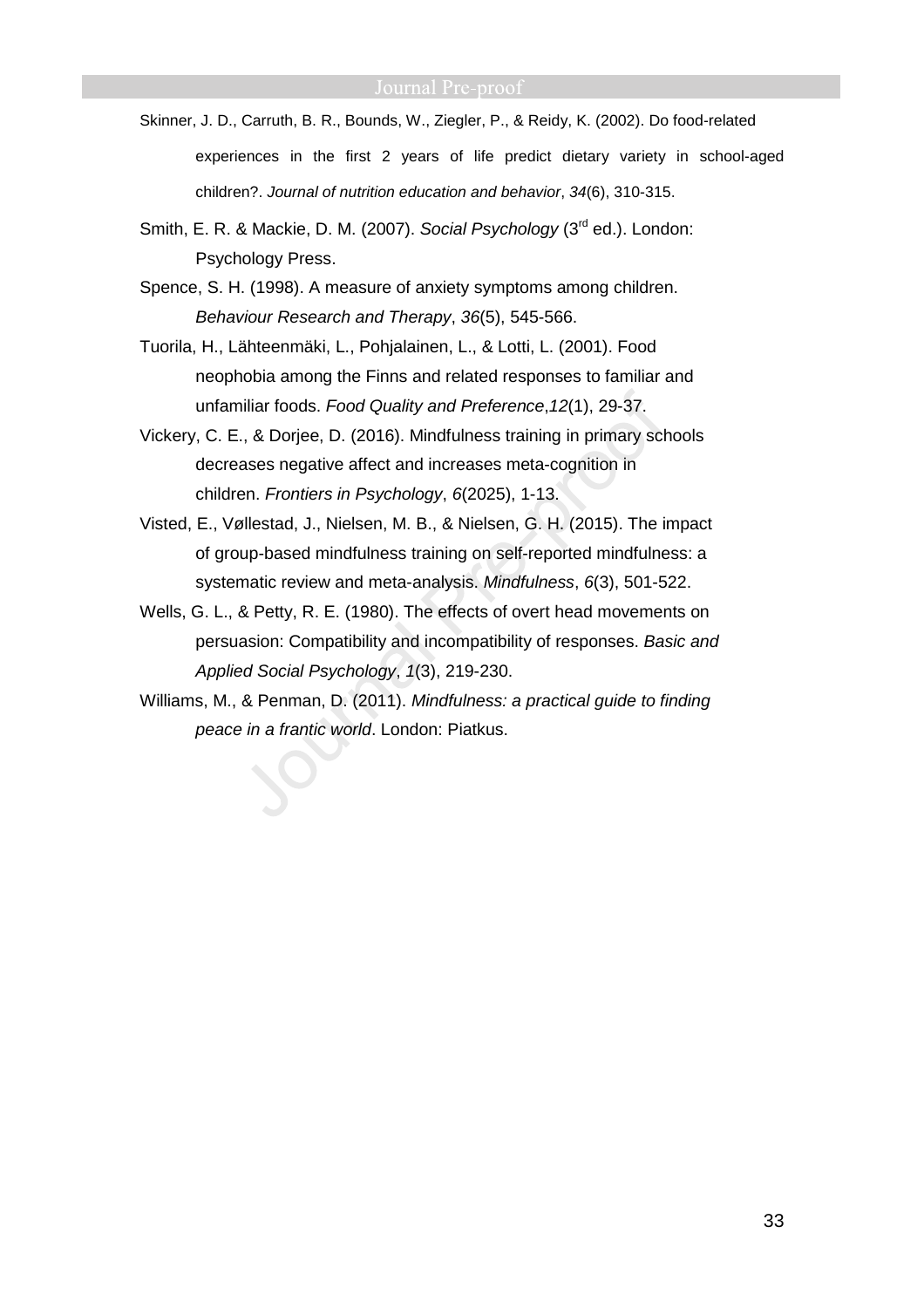Skinner, J. D., Carruth, B. R., Bounds, W., Ziegler, P., & Reidy, K. (2002). Do food-related experiences in the first 2 years of life predict dietary variety in school-aged children?. *Journal of nutrition education and behavior*, *34*(6), 310-315.

Smith, E. R. & Mackie, D. M. (2007). *Social Psychology* (3rd ed.). London: Psychology Press.

Spence, S. H. (1998). A measure of anxiety symptoms among children. *Behaviour Research and Therapy*, *36*(5), 545-566.

Tuorila, H., Lähteenmäki, L., Pohjalainen, L., & Lotti, L. (2001). Food neophobia among the Finns and related responses to familiar and unfamiliar foods. *Food Quality and Preference*,*12*(1), 29-37.

Vickery, C. E., & Dorjee, D. (2016). Mindfulness training in primary schools decreases negative affect and increases meta-cognition in children. *Frontiers in Psychology*, *6*(2025), 1-13.

Visted, E., Vøllestad, J., Nielsen, M. B., & Nielsen, G. H. (2015). The impact of group-based mindfulness training on self-reported mindfulness: a systematic review and meta-analysis. *Mindfulness*, *6*(3), 501-522.

Wells, G. L., & Petty, R. E. (1980). The effects of overt head movements on persuasion: Compatibility and incompatibility of responses. *Basic and Applied Social Psychology*, *1*(3), 219-230.

Williams, M., & Penman, D. (2011). *Mindfulness: a practical guide to finding peace in a frantic world*. London: Piatkus.